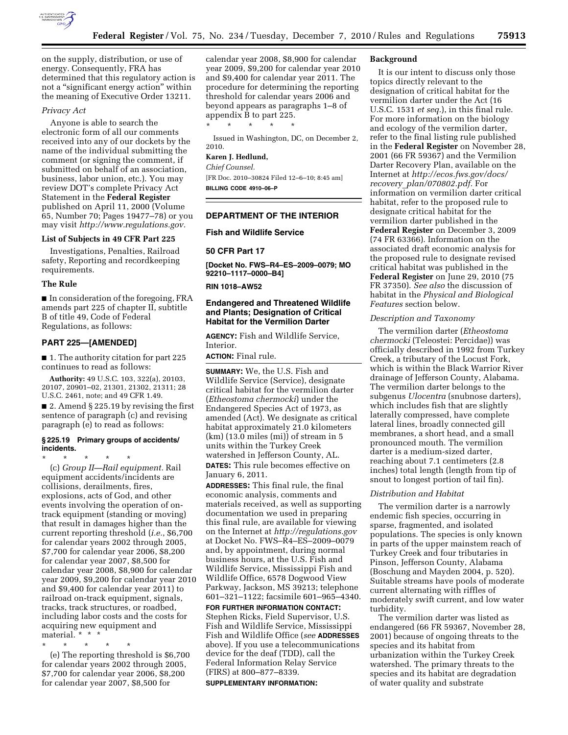on the supply, distribution, or use of energy. Consequently, FRA has determined that this regulatory action is not a "significant energy action" within the meaning of Executive Order 13211.

*Privacy Act*

Anyone is able to search the electronic form of all our comments received into any of our dockets by the name of the individual submitting the comment (or signing the comment, if submitted on behalf of an association, business, labor union, etc.). You may review DOT's complete Privacy Act Statement in the **Federal Register** published on April 11, 2000 (Volume 65, Number 70; Pages 19477–78) or you may visit *http://www.regulations.gov.*

### List of Subjects in 49 CFR Part 225

Investigations, Penalties, Railroad safety, Reporting and recordkeeping requirements.

### The Rule

■ In consideration of the foregoing, FRA amends part 225 of chapter II, subtitle B of title 49, Code of Federal Regulations, as follows:

## PART 225—[AMENDED]

■ 1. The authority citation for part 225 continues to read as follows:

**Authority:** 49 U.S.C. 103, 322(a), 20103, 20107, 20901–02, 21301, 21302, 21311; 28 U.S.C. 2461, note; and 49 CFR 1.49.

■ 2. Amend § 225.19 by revising the first sentence of paragraph (c) and revising paragraph (e) to read as follows:

### § 225.19 Primary groups of accidents/incidents.

\* \* \* \* \*

(c) *Group II—Rail equipment.* Rail equipment accidents/incidents are collisions, derailments, fires, explosions, acts of God, and other events involving the operation of on-track equipment (standing or moving) that result in damages higher than the current reporting threshold (*i.e.*, $6,700 for calendar years 2002 through 2005, $7,700 for calendar year 2006, $8,200 for calendar year 2007, $8,500 for calendar year 2008, $8,900 for calendar year 2009, $9,200 for calendar year 2010 and $9,400 for calendar year 2011) to railroad on-track equipment, signals, tracks, track structures, or roadbed, including labor costs and the costs for acquiring new equipment and material. \* \* \*

\* \* \* \* \*

(e) The reporting threshold is $6,700 for calendar years 2002 through 2005, $7,700 for calendar year 2006, $8,200 for calendar year 2007, $8,500 for calendar year 2008, $8,900 for calendar year 2009, $9,200 for calendar year 2010 and $9,400 for calendar year 2011. The procedure for determining the reporting threshold for calendar years 2006 and beyond appears as paragraphs 1–8 of appendix B to part 225.

\* \* \* \* \*

Issued in Washington, DC, on December 2, 2010.

**Karen J. Hedlund,**

*Chief Counsel.*

[FR Doc. 2010–30824 Filed 12–6–10; 8:45 am]

**BILLING CODE 4910–06–P**

---

## DEPARTMENT OF THE INTERIOR

## Fish and Wildlife Service

## 50 CFR Part 17

**[Docket No. FWS–R4–ES–2009–0079; MO 92210–1117–0000–B4]**

**RIN 1018–AW52**

## Endangered and Threatened Wildlife and Plants; Designation of Critical Habitat for the Vermilion Darter

**AGENCY:** Fish and Wildlife Service, Interior.

**ACTION:** Final rule.

**SUMMARY:** We, the U.S. Fish and Wildlife Service (Service), designate critical habitat for the vermilion darter (*Etheostoma chermocki*) under the Endangered Species Act of 1973, as amended (Act). We designate as critical habitat approximately 21.0 kilometers (km) (13.0 miles (mi)) of stream in 5 units within the Turkey Creek watershed in Jefferson County, AL.

**DATES:** This rule becomes effective on January 6, 2011.

**ADDRESSES:** This final rule, the final economic analysis, comments and materials received, as well as supporting documentation we used in preparing this final rule, are available for viewing on the Internet at *http://regulations.gov* at Docket No. FWS–R4–ES–2009–0079 and, by appointment, during normal business hours, at the U.S. Fish and Wildlife Service, Mississippi Fish and Wildlife Office, 6578 Dogwood View Parkway, Jackson, MS 39213; telephone 601–321–1122; facsimile 601–965–4340.

**FOR FURTHER INFORMATION CONTACT:** Stephen Ricks, Field Supervisor, U.S. Fish and Wildlife Service, Mississippi Fish and Wildlife Office (*see* **ADDRESSES** above). If you use a telecommunications device for the deaf (TDD), call the Federal Information Relay Service (FIRS) at 800–877–8339.

**SUPPLEMENTARY INFORMATION:**

### Background

It is our intent to discuss only those topics directly relevant to the designation of critical habitat for the vermilion darter under the Act (16 U.S.C. 1531 *et seq.*), in this final rule. For more information on the biology and ecology of the vermilion darter, refer to the final listing rule published in the **Federal Register** on November 28, 2001 (66 FR 59367) and the Vermilion Darter Recovery Plan, available on the Internet at *http://ecos.fws.gov/docs/recovery_plan/070802.pdf.* For information on vermilion darter critical habitat, refer to the proposed rule to designate critical habitat for the vermilion darter published in the **Federal Register** on December 3, 2009 (74 FR 63366). Information on the associated draft economic analysis for the proposed rule to designate revised critical habitat was published in the **Federal Register** on June 29, 2010 (75 FR 37350). *See also* the discussion of habitat in the *Physical and Biological Features* section below.

*Description and Taxonomy*

The vermilion darter (*Etheostoma chermocki* (Teleostei: Percidae)) was officially described in 1992 from Turkey Creek, which is within the Black Warrior River drainage of Jefferson County, Alabama. The vermilion darter belongs to the subgenus *Ulocentra* (snubnose darters), which includes fish that are slightly laterally compressed, have complete lateral lines, broadly connected gill membranes, a short head, and a small pronounced mouth. The vermilion darter is a medium-sized darter, reaching about 7.1 centimeters (2.8 inches) total length (length from tip of snout to longest portion of tail fin).

*Distribution and Habitat*

The vermilion darter is a narrowly endemic fish species, occurring in sparse, fragmented, and isolated populations. The species is only known in parts of the upper mainstem reach of Turkey Creek and four tributaries in Pinson, Jefferson County, Alabama (Boschung and Mayden 2004, p. 520). Suitable streams have pools of moderate current alternating with riffles of moderately swift current, and low water turbidity.

The vermilion darter was listed as endangered (66 FR 59367, November 28, 2001) because of ongoing threats to the species and its habitat from urbanization within the Turkey Creek watershed. The primary threats to the species and its habitat are degradation of water quality and substrate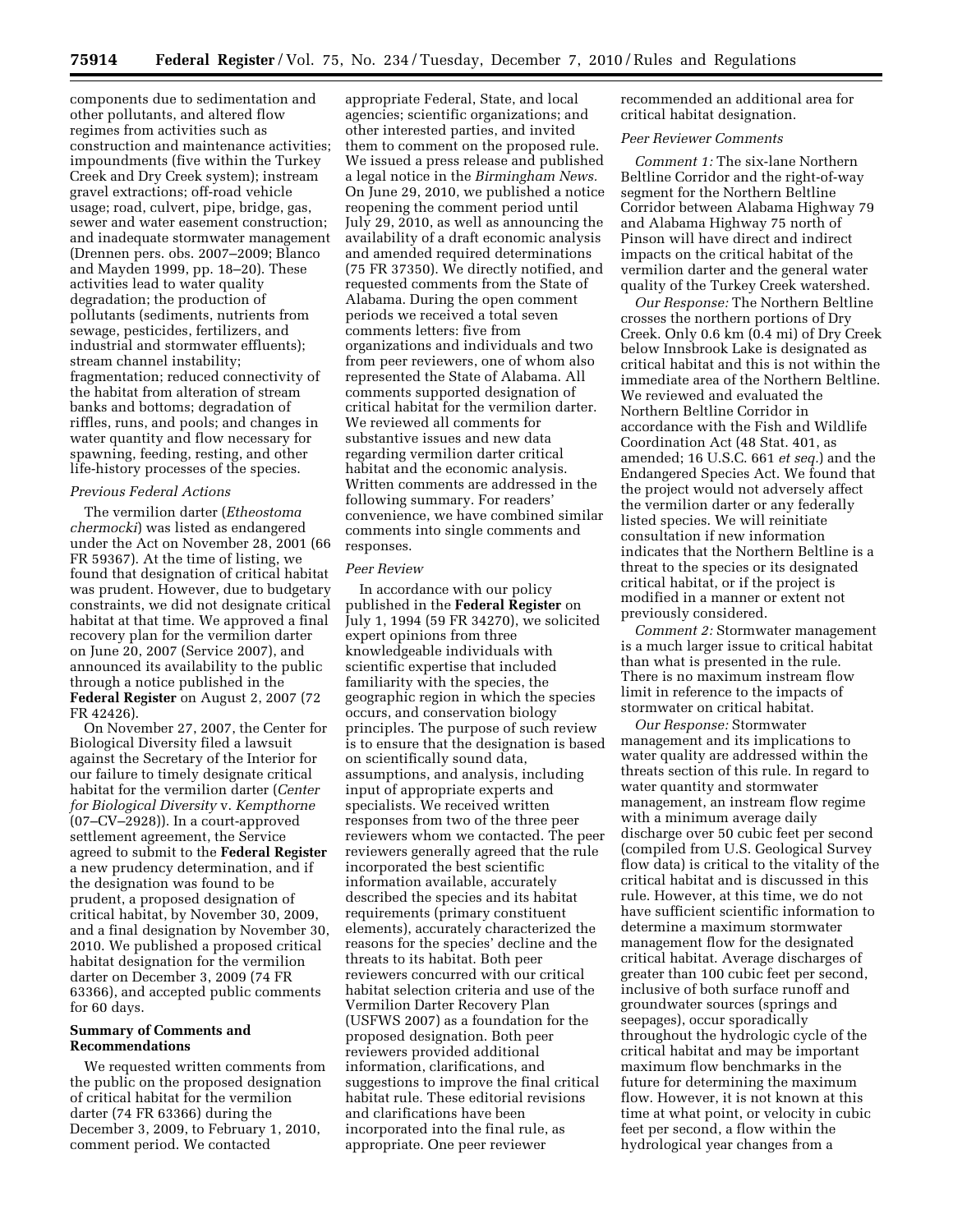components due to sedimentation and other pollutants, and altered flow regimes from activities such as construction and maintenance activities; impoundments (five within the Turkey Creek and Dry Creek system); instream gravel extractions; off-road vehicle usage; road, culvert, pipe, bridge, gas, sewer and water easement construction; and inadequate stormwater management (Drennen pers. obs. 2007–2009; Blanco and Mayden 1999, pp. 18–20). These activities lead to water quality degradation; the production of pollutants (sediments, nutrients from sewage, pesticides, fertilizers, and industrial and stormwater effluents); stream channel instability; fragmentation; reduced connectivity of the habitat from alteration of stream banks and bottoms; degradation of riffles, runs, and pools; and changes in water quantity and flow necessary for spawning, feeding, resting, and other life-history processes of the species.

*Previous Federal Actions*

The vermilion darter (*Etheostoma chermocki*) was listed as endangered under the Act on November 28, 2001 (66 FR 59367). At the time of listing, we found that designation of critical habitat was prudent. However, due to budgetary constraints, we did not designate critical habitat at that time. We approved a final recovery plan for the vermilion darter on June 20, 2007 (Service 2007), and announced its availability to the public through a notice published in the **Federal Register** on August 2, 2007 (72 FR 42426).

On November 27, 2007, the Center for Biological Diversity filed a lawsuit against the Secretary of the Interior for our failure to timely designate critical habitat for the vermilion darter (*Center for Biological Diversity* v. *Kempthorne* (07–CV–2928)). In a court-approved settlement agreement, the Service agreed to submit to the **Federal Register** a new prudency determination, and if the designation was found to be prudent, a proposed designation of critical habitat, by November 30, 2009, and a final designation by November 30, 2010. We published a proposed critical habitat designation for the vermilion darter on December 3, 2009 (74 FR 63366), and accepted public comments for 60 days.

## Summary of Comments and Recommendations

We requested written comments from the public on the proposed designation of critical habitat for the vermilion darter (74 FR 63366) during the December 3, 2009, to February 1, 2010, comment period. We contacted appropriate Federal, State, and local agencies; scientific organizations; and other interested parties, and invited them to comment on the proposed rule. We issued a press release and published a legal notice in the *Birmingham News.* On June 29, 2010, we published a notice reopening the comment period until July 29, 2010, as well as announcing the availability of a draft economic analysis and amended required determinations (75 FR 37350). We directly notified, and requested comments from the State of Alabama. During the open comment periods we received a total seven comments letters: five from organizations and individuals and two from peer reviewers, one of whom also represented the State of Alabama. All comments supported designation of critical habitat for the vermilion darter. We reviewed all comments for substantive issues and new data regarding vermilion darter critical habitat and the economic analysis. Written comments are addressed in the following summary. For readers' convenience, we have combined similar comments into single comments and responses.

*Peer Review*

In accordance with our policy published in the **Federal Register** on July 1, 1994 (59 FR 34270), we solicited expert opinions from three knowledgeable individuals with scientific expertise that included familiarity with the species, the geographic region in which the species occurs, and conservation biology principles. The purpose of such review is to ensure that the designation is based on scientifically sound data, assumptions, and analysis, including input of appropriate experts and specialists. We received written responses from two of the three peer reviewers whom we contacted. The peer reviewers generally agreed that the rule incorporated the best scientific information available, accurately described the species and its habitat requirements (primary constituent elements), accurately characterized the reasons for the species' decline and the threats to its habitat. Both peer reviewers concurred with our critical habitat selection criteria and use of the Vermilion Darter Recovery Plan (USFWS 2007) as a foundation for the proposed designation. Both peer reviewers provided additional information, clarifications, and suggestions to improve the final critical habitat rule. These editorial revisions and clarifications have been incorporated into the final rule, as appropriate. One peer reviewer recommended an additional area for critical habitat designation.

*Peer Reviewer Comments*

*Comment 1:* The six-lane Northern Beltline Corridor and the right-of-way segment for the Northern Beltline Corridor between Alabama Highway 79 and Alabama Highway 75 north of Pinson will have direct and indirect impacts on the critical habitat of the vermilion darter and the general water quality of the Turkey Creek watershed.

*Our Response:* The Northern Beltline crosses the northern portions of Dry Creek. Only 0.6 km (0.4 mi) of Dry Creek below Innsbrook Lake is designated as critical habitat and this is not within the immediate area of the Northern Beltline. We reviewed and evaluated the Northern Beltline Corridor in accordance with the Fish and Wildlife Coordination Act (48 Stat. 401, as amended; 16 U.S.C. 661 *et seq.*) and the Endangered Species Act. We found that the project would not adversely affect the vermilion darter or any federally listed species. We will reinitiate consultation if new information indicates that the Northern Beltline is a threat to the species or its designated critical habitat, or if the project is modified in a manner or extent not previously considered.

*Comment 2:* Stormwater management is a much larger issue to critical habitat than what is presented in the rule. There is no maximum instream flow limit in reference to the impacts of stormwater on critical habitat.

*Our Response:* Stormwater management and its implications to water quality are addressed within the threats section of this rule. In regard to water quantity and stormwater management, an instream flow regime with a minimum average daily discharge over 50 cubic feet per second (compiled from U.S. Geological Survey flow data) is critical to the vitality of the critical habitat and is discussed in this rule. However, at this time, we do not have sufficient scientific information to determine a maximum stormwater management flow for the designated critical habitat. Average discharges of greater than 100 cubic feet per second, inclusive of both surface runoff and groundwater sources (springs and seepages), occur sporadically throughout the hydrologic cycle of the critical habitat and may be important maximum flow benchmarks in the future for determining the maximum flow. However, it is not known at this time at what point, or velocity in cubic feet per second, a flow within the hydrological year changes from a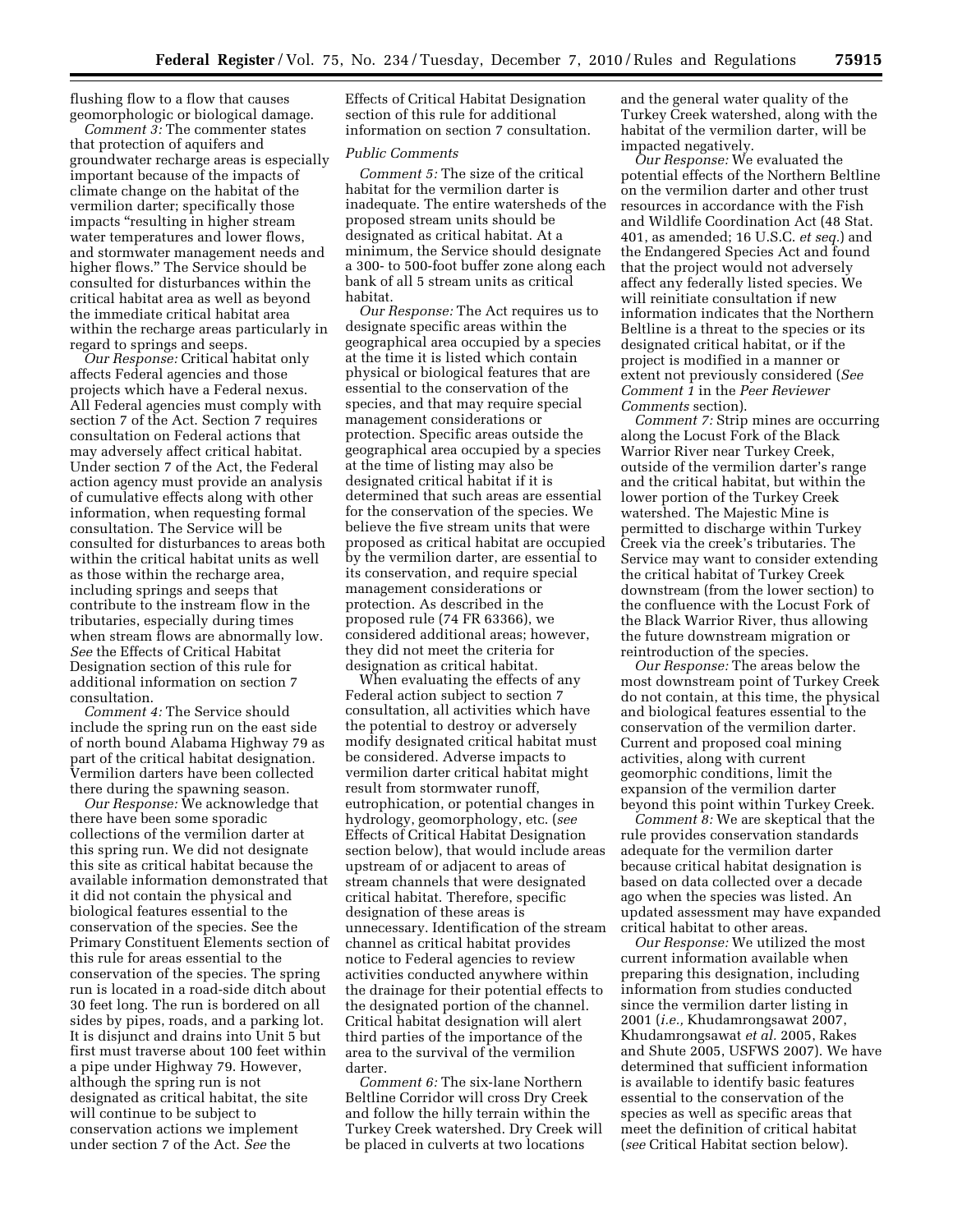flushing flow to a flow that causes geomorphologic or biological damage.

*Comment 3:* The commenter states that protection of aquifers and groundwater recharge areas is especially important because of the impacts of climate change on the habitat of the vermilion darter; specifically those impacts "resulting in higher stream water temperatures and lower flows, and stormwater management needs and higher flows." The Service should be consulted for disturbances within the critical habitat area as well as beyond the immediate critical habitat area within the recharge areas particularly in regard to springs and seeps.

*Our Response:* Critical habitat only affects Federal agencies and those projects which have a Federal nexus. All Federal agencies must comply with section 7 of the Act. Section 7 requires consultation on Federal actions that may adversely affect critical habitat. Under section 7 of the Act, the Federal action agency must provide an analysis of cumulative effects along with other information, when requesting formal consultation. The Service will be consulted for disturbances to areas both within the critical habitat units as well as those within the recharge area, including springs and seeps that contribute to the instream flow in the tributaries, especially during times when stream flows are abnormally low. *See* the Effects of Critical Habitat Designation section of this rule for additional information on section 7 consultation.

*Comment 4:* The Service should include the spring run on the east side of north bound Alabama Highway 79 as part of the critical habitat designation. Vermilion darters have been collected there during the spawning season.

*Our Response:* We acknowledge that there have been some sporadic collections of the vermilion darter at this spring run. We did not designate this site as critical habitat because the available information demonstrated that it did not contain the physical and biological features essential to the conservation of the species. See the Primary Constituent Elements section of this rule for areas essential to the conservation of the species. The spring run is located in a road-side ditch about 30 feet long. The run is bordered on all sides by pipes, roads, and a parking lot. It is disjunct and drains into Unit 5 but first must traverse about 100 feet within a pipe under Highway 79. However, although the spring run is not designated as critical habitat, the site will continue to be subject to conservation actions we implement under section 7 of the Act. *See* the Effects of Critical Habitat Designation section of this rule for additional information on section 7 consultation.

*Public Comments*

*Comment 5:* The size of the critical habitat for the vermilion darter is inadequate. The entire watersheds of the proposed stream units should be designated as critical habitat. At a minimum, the Service should designate a 300- to 500-foot buffer zone along each bank of all 5 stream units as critical habitat.

*Our Response:* The Act requires us to designate specific areas within the geographical area occupied by a species at the time it is listed which contain physical or biological features that are essential to the conservation of the species, and that may require special management considerations or protection. Specific areas outside the geographical area occupied by a species at the time of listing may also be designated critical habitat if it is determined that such areas are essential for the conservation of the species. We believe the five stream units that were proposed as critical habitat are occupied by the vermilion darter, are essential to its conservation, and require special management considerations or protection. As described in the proposed rule (74 FR 63366), we considered additional areas; however, they did not meet the criteria for designation as critical habitat.

When evaluating the effects of any Federal action subject to section 7 consultation, all activities which have the potential to destroy or adversely modify designated critical habitat must be considered. Adverse impacts to vermilion darter critical habitat might result from stormwater runoff, eutrophication, or potential changes in hydrology, geomorphology, etc. (*see* Effects of Critical Habitat Designation section below), that would include areas upstream of or adjacent to areas of stream channels that were designated critical habitat. Therefore, specific designation of these areas is unnecessary. Identification of the stream channel as critical habitat provides notice to Federal agencies to review activities conducted anywhere within the drainage for their potential effects to the designated portion of the channel. Critical habitat designation will alert third parties of the importance of the area to the survival of the vermilion darter.

*Comment 6:* The six-lane Northern Beltline Corridor will cross Dry Creek and follow the hilly terrain within the Turkey Creek watershed. Dry Creek will be placed in culverts at two locations and the general water quality of the Turkey Creek watershed, along with the habitat of the vermilion darter, will be impacted negatively.

*Our Response:* We evaluated the potential effects of the Northern Beltline on the vermilion darter and other trust resources in accordance with the Fish and Wildlife Coordination Act (48 Stat. 401, as amended; 16 U.S.C. *et seq.*) and the Endangered Species Act and found that the project would not adversely affect any federally listed species. We will reinitiate consultation if new information indicates that the Northern Beltline is a threat to the species or its designated critical habitat, or if the project is modified in a manner or extent not previously considered (*See Comment 1* in the *Peer Reviewer Comments* section).

*Comment 7:* Strip mines are occurring along the Locust Fork of the Black Warrior River near Turkey Creek, outside of the vermilion darter's range and the critical habitat, but within the lower portion of the Turkey Creek watershed. The Majestic Mine is permitted to discharge within Turkey Creek via the creek's tributaries. The Service may want to consider extending the critical habitat of Turkey Creek downstream (from the lower section) to the confluence with the Locust Fork of the Black Warrior River, thus allowing the future downstream migration or reintroduction of the species.

*Our Response:* The areas below the most downstream point of Turkey Creek do not contain, at this time, the physical and biological features essential to the conservation of the vermilion darter. Current and proposed coal mining activities, along with current geomorphic conditions, limit the expansion of the vermilion darter beyond this point within Turkey Creek.

*Comment 8:* We are skeptical that the rule provides conservation standards adequate for the vermilion darter because critical habitat designation is based on data collected over a decade ago when the species was listed. An updated assessment may have expanded critical habitat to other areas.

*Our Response:* We utilized the most current information available when preparing this designation, including information from studies conducted since the vermilion darter listing in 2001 (*i.e.,* Khudamrongsawat 2007, Khudamrongsawat *et al.* 2005, Rakes and Shute 2005, USFWS 2007). We have determined that sufficient information is available to identify basic features essential to the conservation of the species as well as specific areas that meet the definition of critical habitat (*see* Critical Habitat section below).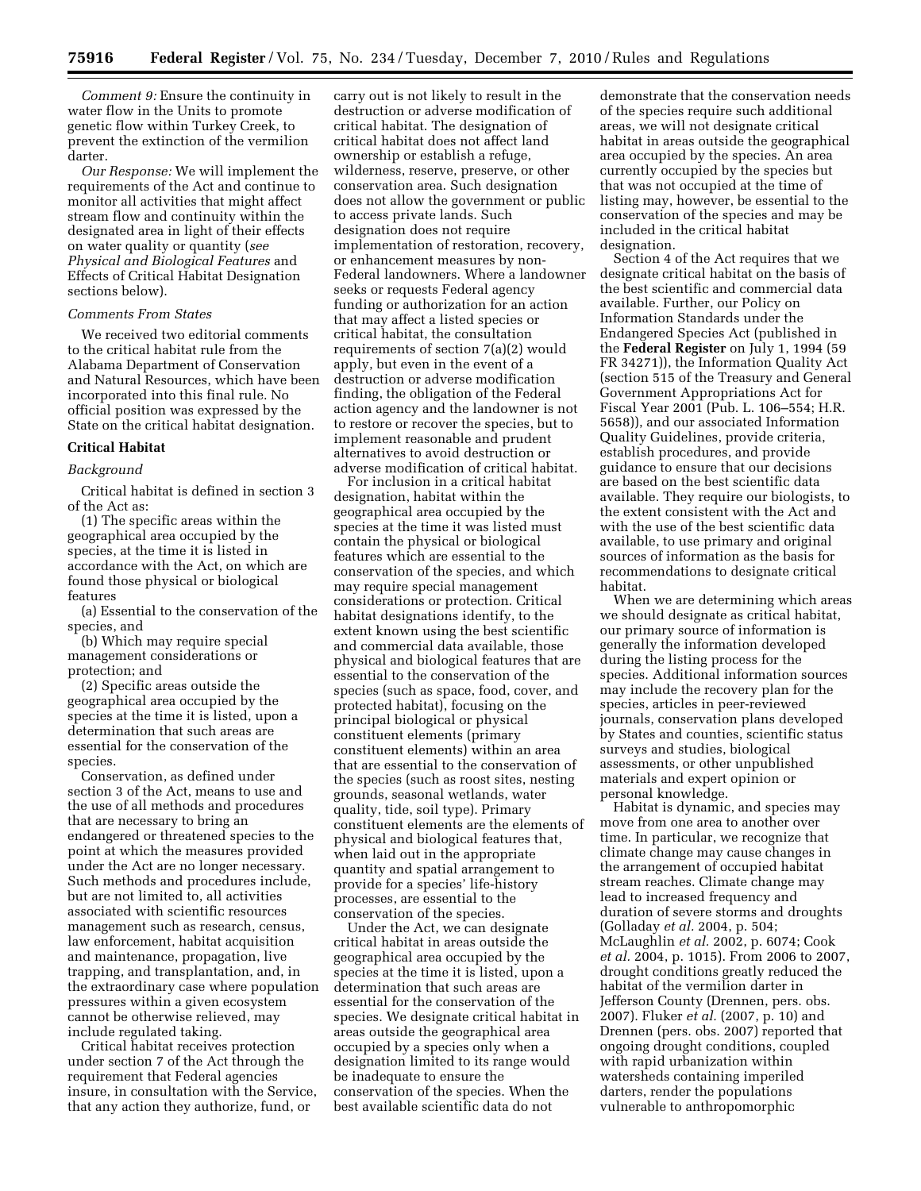*Comment 9:* Ensure the continuity in water flow in the Units to promote genetic flow within Turkey Creek, to prevent the extinction of the vermilion darter.

*Our Response:* We will implement the requirements of the Act and continue to monitor all activities that might affect stream flow and continuity within the designated area in light of their effects on water quality or quantity (*see Physical and Biological Features* and Effects of Critical Habitat Designation sections below).

*Comments From States*

We received two editorial comments to the critical habitat rule from the Alabama Department of Conservation and Natural Resources, which have been incorporated into this final rule. No official position was expressed by the State on the critical habitat designation.

## Critical Habitat

*Background*

Critical habitat is defined in section 3 of the Act as:

(1) The specific areas within the geographical area occupied by the species, at the time it is listed in accordance with the Act, on which are found those physical or biological features

(a) Essential to the conservation of the species, and

(b) Which may require special management considerations or protection; and

(2) Specific areas outside the geographical area occupied by the species at the time it is listed, upon a determination that such areas are essential for the conservation of the species.

Conservation, as defined under section 3 of the Act, means to use and the use of all methods and procedures that are necessary to bring an endangered or threatened species to the point at which the measures provided under the Act are no longer necessary. Such methods and procedures include, but are not limited to, all activities associated with scientific resources management such as research, census, law enforcement, habitat acquisition and maintenance, propagation, live trapping, and transplantation, and, in the extraordinary case where population pressures within a given ecosystem cannot be otherwise relieved, may include regulated taking.

Critical habitat receives protection under section 7 of the Act through the requirement that Federal agencies insure, in consultation with the Service, that any action they authorize, fund, or carry out is not likely to result in the destruction or adverse modification of critical habitat. The designation of critical habitat does not affect land ownership or establish a refuge, wilderness, reserve, preserve, or other conservation area. Such designation does not allow the government or public to access private lands. Such designation does not require implementation of restoration, recovery, or enhancement measures by non-Federal landowners. Where a landowner seeks or requests Federal agency funding or authorization for an action that may affect a listed species or critical habitat, the consultation requirements of section 7(a)(2) would apply, but even in the event of a destruction or adverse modification finding, the obligation of the Federal action agency and the landowner is not to restore or recover the species, but to implement reasonable and prudent alternatives to avoid destruction or adverse modification of critical habitat.

For inclusion in a critical habitat designation, habitat within the geographical area occupied by the species at the time it was listed must contain the physical or biological features which are essential to the conservation of the species, and which may require special management considerations or protection. Critical habitat designations identify, to the extent known using the best scientific and commercial data available, those physical and biological features that are essential to the conservation of the species (such as space, food, cover, and protected habitat), focusing on the principal biological or physical constituent elements (primary constituent elements) within an area that are essential to the conservation of the species (such as roost sites, nesting grounds, seasonal wetlands, water quality, tide, soil type). Primary constituent elements are the elements of physical and biological features that, when laid out in the appropriate quantity and spatial arrangement to provide for a species' life-history processes, are essential to the conservation of the species.

Under the Act, we can designate critical habitat in areas outside the geographical area occupied by the species at the time it is listed, upon a determination that such areas are essential for the conservation of the species. We designate critical habitat in areas outside the geographical area occupied by a species only when a designation limited to its range would be inadequate to ensure the conservation of the species. When the best available scientific data do not demonstrate that the conservation needs of the species require such additional areas, we will not designate critical habitat in areas outside the geographical area occupied by the species. An area currently occupied by the species but that was not occupied at the time of listing may, however, be essential to the conservation of the species and may be included in the critical habitat designation.

Section 4 of the Act requires that we designate critical habitat on the basis of the best scientific and commercial data available. Further, our Policy on Information Standards under the Endangered Species Act (published in the **Federal Register** on July 1, 1994 (59 FR 34271)), the Information Quality Act (section 515 of the Treasury and General Government Appropriations Act for Fiscal Year 2001 (Pub. L. 106–554; H.R. 5658)), and our associated Information Quality Guidelines, provide criteria, establish procedures, and provide guidance to ensure that our decisions are based on the best scientific data available. They require our biologists, to the extent consistent with the Act and with the use of the best scientific data available, to use primary and original sources of information as the basis for recommendations to designate critical habitat.

When we are determining which areas we should designate as critical habitat, our primary source of information is generally the information developed during the listing process for the species. Additional information sources may include the recovery plan for the species, articles in peer-reviewed journals, conservation plans developed by States and counties, scientific status surveys and studies, biological assessments, or other unpublished materials and expert opinion or personal knowledge.

Habitat is dynamic, and species may move from one area to another over time. In particular, we recognize that climate change may cause changes in the arrangement of occupied habitat stream reaches. Climate change may lead to increased frequency and duration of severe storms and droughts (Golladay *et al.* 2004, p. 504; McLaughlin *et al.* 2002, p. 6074; Cook *et al.* 2004, p. 1015). From 2006 to 2007, drought conditions greatly reduced the habitat of the vermilion darter in Jefferson County (Drennen, pers. obs. 2007). Fluker *et al.* (2007, p. 10) and Drennen (pers. obs. 2007) reported that ongoing drought conditions, coupled with rapid urbanization within watersheds containing imperiled darters, render the populations vulnerable to anthropomorphic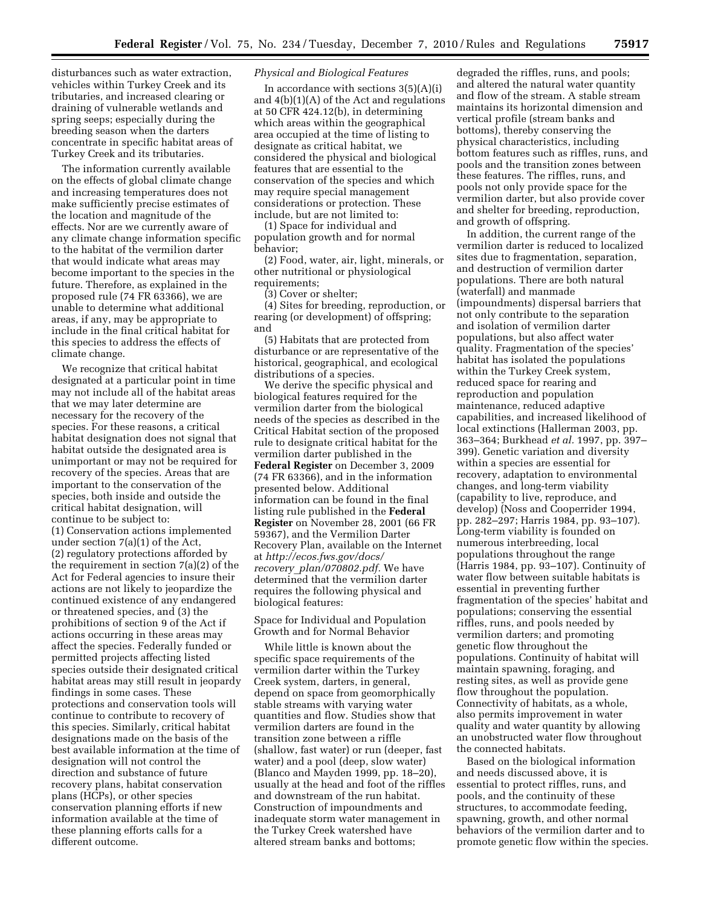disturbances such as water extraction, vehicles within Turkey Creek and its tributaries, and increased clearing or draining of vulnerable wetlands and spring seeps; especially during the breeding season when the darters concentrate in specific habitat areas of Turkey Creek and its tributaries.

The information currently available on the effects of global climate change and increasing temperatures does not make sufficiently precise estimates of the location and magnitude of the effects. Nor are we currently aware of any climate change information specific to the habitat of the vermilion darter that would indicate what areas may become important to the species in the future. Therefore, as explained in the proposed rule (74 FR 63366), we are unable to determine what additional areas, if any, may be appropriate to include in the final critical habitat for this species to address the effects of climate change.

We recognize that critical habitat designated at a particular point in time may not include all of the habitat areas that we may later determine are necessary for the recovery of the species. For these reasons, a critical habitat designation does not signal that habitat outside the designated area is unimportant or may not be required for recovery of the species. Areas that are important to the conservation of the species, both inside and outside the critical habitat designation, will continue to be subject to:
(1) Conservation actions implemented under section 7(a)(1) of the Act,
(2) regulatory protections afforded by the requirement in section 7(a)(2) of the Act for Federal agencies to insure their actions are not likely to jeopardize the continued existence of any endangered or threatened species, and (3) the prohibitions of section 9 of the Act if actions occurring in these areas may affect the species. Federally funded or permitted projects affecting listed species outside their designated critical habitat areas may still result in jeopardy findings in some cases. These protections and conservation tools will continue to contribute to recovery of this species. Similarly, critical habitat designations made on the basis of the best available information at the time of designation will not control the direction and substance of future recovery plans, habitat conservation plans (HCPs), or other species conservation planning efforts if new information available at the time of these planning efforts calls for a different outcome.

*Physical and Biological Features*

In accordance with sections 3(5)(A)(i) and 4(b)(1)(A) of the Act and regulations at 50 CFR 424.12(b), in determining which areas within the geographical area occupied at the time of listing to designate as critical habitat, we considered the physical and biological features that are essential to the conservation of the species and which may require special management considerations or protection. These include, but are not limited to:

(1) Space for individual and population growth and for normal behavior;

(2) Food, water, air, light, minerals, or other nutritional or physiological requirements;

(3) Cover or shelter;

(4) Sites for breeding, reproduction, or rearing (or development) of offspring; and

(5) Habitats that are protected from disturbance or are representative of the historical, geographical, and ecological distributions of a species.

We derive the specific physical and biological features required for the vermilion darter from the biological needs of the species as described in the Critical Habitat section of the proposed rule to designate critical habitat for the vermilion darter published in the **Federal Register** on December 3, 2009 (74 FR 63366), and in the information presented below. Additional information can be found in the final listing rule published in the **Federal Register** on November 28, 2001 (66 FR 59367), and the Vermilion Darter Recovery Plan, available on the Internet at *http://ecos.fws.gov/docs/recovery_plan/070802.pdf*. We have determined that the vermilion darter requires the following physical and biological features:

Space for Individual and Population Growth and for Normal Behavior

While little is known about the specific space requirements of the vermilion darter within the Turkey Creek system, darters, in general, depend on space from geomorphically stable streams with varying water quantities and flow. Studies show that vermilion darters are found in the transition zone between a riffle (shallow, fast water) or run (deeper, fast water) and a pool (deep, slow water) (Blanco and Mayden 1999, pp. 18–20), usually at the head and foot of the riffles and downstream of the run habitat. Construction of impoundments and inadequate storm water management in the Turkey Creek watershed have altered stream banks and bottoms; degraded the riffles, runs, and pools; and altered the natural water quantity and flow of the stream. A stable stream maintains its horizontal dimension and vertical profile (stream banks and bottoms), thereby conserving the physical characteristics, including bottom features such as riffles, runs, and pools and the transition zones between these features. The riffles, runs, and pools not only provide space for the vermilion darter, but also provide cover and shelter for breeding, reproduction, and growth of offspring.

In addition, the current range of the vermilion darter is reduced to localized sites due to fragmentation, separation, and destruction of vermilion darter populations. There are both natural (waterfall) and manmade (impoundments) dispersal barriers that not only contribute to the separation and isolation of vermilion darter populations, but also affect water quality. Fragmentation of the species' habitat has isolated the populations within the Turkey Creek system, reduced space for rearing and reproduction and population maintenance, reduced adaptive capabilities, and increased likelihood of local extinctions (Hallerman 2003, pp. 363–364; Burkhead *et al.* 1997, pp. 397–399). Genetic variation and diversity within a species are essential for recovery, adaptation to environmental changes, and long-term viability (capability to live, reproduce, and develop) (Noss and Cooperrider 1994, pp. 282–297; Harris 1984, pp. 93–107). Long-term viability is founded on numerous interbreeding, local populations throughout the range (Harris 1984, pp. 93–107). Continuity of water flow between suitable habitats is essential in preventing further fragmentation of the species' habitat and populations; conserving the essential riffles, runs, and pools needed by vermilion darters; and promoting genetic flow throughout the populations. Continuity of habitat will maintain spawning, foraging, and resting sites, as well as provide gene flow throughout the population. Connectivity of habitats, as a whole, also permits improvement in water quality and water quantity by allowing an unobstructed water flow throughout the connected habitats.

Based on the biological information and needs discussed above, it is essential to protect riffles, runs, and pools, and the continuity of these structures, to accommodate feeding, spawning, growth, and other normal behaviors of the vermilion darter and to promote genetic flow within the species.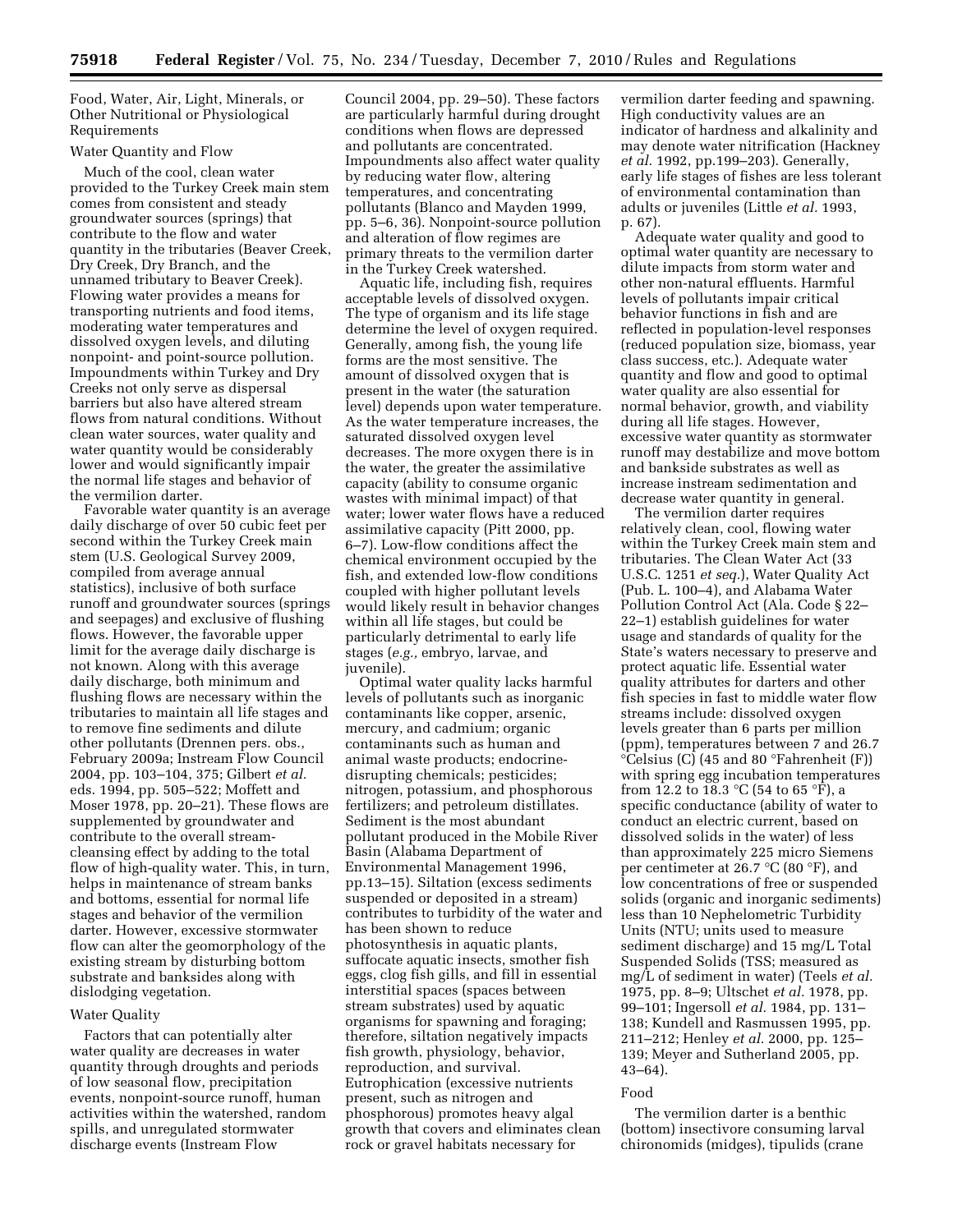Food, Water, Air, Light, Minerals, or Other Nutritional or Physiological Requirements

### Water Quantity and Flow

Much of the cool, clean water provided to the Turkey Creek main stem comes from consistent and steady groundwater sources (springs) that contribute to the flow and water quantity in the tributaries (Beaver Creek, Dry Creek, Dry Branch, and the unnamed tributary to Beaver Creek). Flowing water provides a means for transporting nutrients and food items, moderating water temperatures and dissolved oxygen levels, and diluting nonpoint- and point-source pollution. Impoundments within Turkey and Dry Creeks not only serve as dispersal barriers but also have altered stream flows from natural conditions. Without clean water sources, water quality and water quantity would be considerably lower and would significantly impair the normal life stages and behavior of the vermilion darter.

Favorable water quantity is an average daily discharge of over 50 cubic feet per second within the Turkey Creek main stem (U.S. Geological Survey 2009, compiled from average annual statistics), inclusive of both surface runoff and groundwater sources (springs and seepages) and exclusive of flushing flows. However, the favorable upper limit for the average daily discharge is not known. Along with this average daily discharge, both minimum and flushing flows are necessary within the tributaries to maintain all life stages and to remove fine sediments and dilute other pollutants (Drennen pers. obs., February 2009a; Instream Flow Council 2004, pp. 103–104, 375; Gilbert *et al.* eds. 1994, pp. 505–522; Moffett and Moser 1978, pp. 20–21). These flows are supplemented by groundwater and contribute to the overall stream-cleansing effect by adding to the total flow of high-quality water. This, in turn, helps in maintenance of stream banks and bottoms, essential for normal life stages and behavior of the vermilion darter. However, excessive stormwater flow can alter the geomorphology of the existing stream by disturbing bottom substrate and banksides along with dislodging vegetation.

### Water Quality

Factors that can potentially alter water quality are decreases in water quantity through droughts and periods of low seasonal flow, precipitation events, nonpoint-source runoff, human activities within the watershed, random spills, and unregulated stormwater discharge events (Instream Flow Council 2004, pp. 29–50). These factors are particularly harmful during drought conditions when flows are depressed and pollutants are concentrated. Impoundments also affect water quality by reducing water flow, altering temperatures, and concentrating pollutants (Blanco and Mayden 1999, pp. 5–6, 36). Nonpoint-source pollution and alteration of flow regimes are primary threats to the vermilion darter in the Turkey Creek watershed.

Aquatic life, including fish, requires acceptable levels of dissolved oxygen. The type of organism and its life stage determine the level of oxygen required. Generally, among fish, the young life forms are the most sensitive. The amount of dissolved oxygen that is present in the water (the saturation level) depends upon water temperature. As the water temperature increases, the saturated dissolved oxygen level decreases. The more oxygen there is in the water, the greater the assimilative capacity (ability to consume organic wastes with minimal impact) of that water; lower water flows have a reduced assimilative capacity (Pitt 2000, pp. 6–7). Low-flow conditions affect the chemical environment occupied by the fish, and extended low-flow conditions coupled with higher pollutant levels would likely result in behavior changes within all life stages, but could be particularly detrimental to early life stages (*e.g.,* embryo, larvae, and juvenile).

Optimal water quality lacks harmful levels of pollutants such as inorganic contaminants like copper, arsenic, mercury, and cadmium; organic contaminants such as human and animal waste products; endocrine-disrupting chemicals; pesticides; nitrogen, potassium, and phosphorous fertilizers; and petroleum distillates. Sediment is the most abundant pollutant produced in the Mobile River Basin (Alabama Department of Environmental Management 1996, pp.13–15). Siltation (excess sediments suspended or deposited in a stream) contributes to turbidity of the water and has been shown to reduce photosynthesis in aquatic plants, suffocate aquatic insects, smother fish eggs, clog fish gills, and fill in essential interstitial spaces (spaces between stream substrates) used by aquatic organisms for spawning and foraging; therefore, siltation negatively impacts fish growth, physiology, behavior, reproduction, and survival. Eutrophication (excessive nutrients present, such as nitrogen and phosphorous) promotes heavy algal growth that covers and eliminates clean rock or gravel habitats necessary for vermilion darter feeding and spawning. High conductivity values are an indicator of hardness and alkalinity and may denote water nitrification (Hackney *et al.* 1992, pp.199–203). Generally, early life stages of fishes are less tolerant of environmental contamination than adults or juveniles (Little *et al.* 1993, p. 67).

Adequate water quality and good to optimal water quantity are necessary to dilute impacts from storm water and other non-natural effluents. Harmful levels of pollutants impair critical behavior functions in fish and are reflected in population-level responses (reduced population size, biomass, year class success, etc.). Adequate water quantity and flow and good to optimal water quality are also essential for normal behavior, growth, and viability during all life stages. However, excessive water quantity as stormwater runoff may destabilize and move bottom and bankside substrates as well as increase instream sedimentation and decrease water quantity in general.

The vermilion darter requires relatively clean, cool, flowing water within the Turkey Creek main stem and tributaries. The Clean Water Act (33 U.S.C. 1251 *et seq.*), Water Quality Act (Pub. L. 100–4), and Alabama Water Pollution Control Act (Ala. Code § 22–22–1) establish guidelines for water usage and standards of quality for the State's waters necessary to preserve and protect aquatic life. Essential water quality attributes for darters and other fish species in fast to middle water flow streams include: dissolved oxygen levels greater than 6 parts per million (ppm), temperatures between 7 and 26.7 °Celsius (C) (45 and 80 °Fahrenheit (F)) with spring egg incubation temperatures from 12.2 to 18.3 °C (54 to 65 °F), a specific conductance (ability of water to conduct an electric current, based on dissolved solids in the water) of less than approximately 225 micro Siemens per centimeter at 26.7 °C (80 °F), and low concentrations of free or suspended solids (organic and inorganic sediments) less than 10 Nephelometric Turbidity Units (NTU; units used to measure sediment discharge) and 15 mg/L Total Suspended Solids (TSS; measured as mg/L of sediment in water) (Teels *et al.* 1975, pp. 8–9; Ultschet *et al.* 1978, pp. 99–101; Ingersoll *et al.* 1984, pp. 131–138; Kundell and Rasmussen 1995, pp. 211–212; Henley *et al.* 2000, pp. 125–139; Meyer and Sutherland 2005, pp. 43–64).

### Food

The vermilion darter is a benthic (bottom) insectivore consuming larval chironomids (midges), tipulids (crane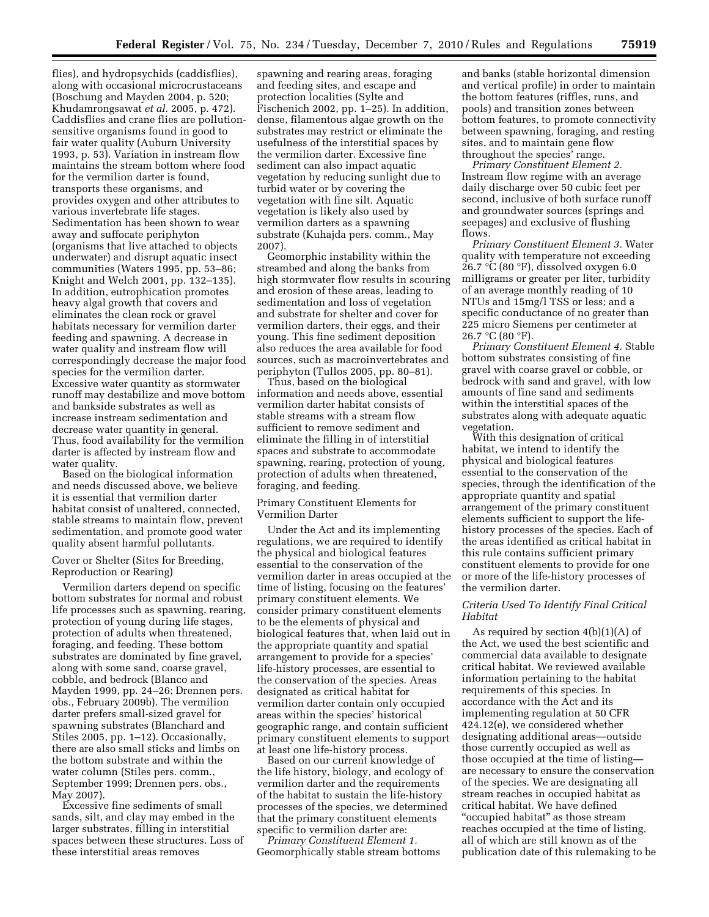flies), and hydropsychids (caddisflies), along with occasional microcrustaceans (Boschung and Mayden 2004, p. 520; Khudamrongsawat *et al.* 2005, p. 472). Caddisflies and crane flies are pollution-sensitive organisms found in good to fair water quality (Auburn University 1993, p. 53). Variation in instream flow maintains the stream bottom where food for the vermilion darter is found, transports these organisms, and provides oxygen and other attributes to various invertebrate life stages. Sedimentation has been shown to wear away and suffocate periphyton (organisms that live attached to objects underwater) and disrupt aquatic insect communities (Waters 1995, pp. 53–86; Knight and Welch 2001, pp. 132–135). In addition, eutrophication promotes heavy algal growth that covers and eliminates the clean rock or gravel habitats necessary for vermilion darter feeding and spawning. A decrease in water quality and instream flow will correspondingly decrease the major food species for the vermilion darter. Excessive water quantity as stormwater runoff may destabilize and move bottom and bankside substrates as well as increase instream sedimentation and decrease water quantity in general. Thus, food availability for the vermilion darter is affected by instream flow and water quality.

Based on the biological information and needs discussed above, we believe it is essential that vermilion darter habitat consist of unaltered, connected, stable streams to maintain flow, prevent sedimentation, and promote good water quality absent harmful pollutants.

Cover or Shelter (Sites for Breeding, Reproduction or Rearing)

Vermilion darters depend on specific bottom substrates for normal and robust life processes such as spawning, rearing, protection of young during life stages, protection of adults when threatened, foraging, and feeding. These bottom substrates are dominated by fine gravel, along with some sand, coarse gravel, cobble, and bedrock (Blanco and Mayden 1999, pp. 24–26; Drennen pers. obs., February 2009b). The vermilion darter prefers small-sized gravel for spawning substrates (Blanchard and Stiles 2005, pp. 1–12). Occasionally, there are also small sticks and limbs on the bottom substrate and within the water column (Stiles pers. comm., September 1999; Drennen pers. obs., May 2007).

Excessive fine sediments of small sands, silt, and clay may embed in the larger substrates, filling in interstitial spaces between these structures. Loss of these interstitial areas removes spawning and rearing areas, foraging and feeding sites, and escape and protection localities (Sylte and Fischenich 2002, pp. 1–25). In addition, dense, filamentous algae growth on the substrates may restrict or eliminate the usefulness of the interstitial spaces by the vermilion darter. Excessive fine sediment can also impact aquatic vegetation by reducing sunlight due to turbid water or by covering the vegetation with fine silt. Aquatic vegetation is likely also used by vermilion darters as a spawning substrate (Kuhajda pers. comm., May 2007).

Geomorphic instability within the streambed and along the banks from high stormwater flow results in scouring and erosion of these areas, leading to sedimentation and loss of vegetation and substrate for shelter and cover for vermilion darters, their eggs, and their young. This fine sediment deposition also reduces the area available for food sources, such as macroinvertebrates and periphyton (Tullos 2005, pp. 80–81).

Thus, based on the biological information and needs above, essential vermilion darter habitat consists of stable streams with a stream flow sufficient to remove sediment and eliminate the filling in of interstitial spaces and substrate to accommodate spawning, rearing, protection of young, protection of adults when threatened, foraging, and feeding.

Primary Constituent Elements for Vermilion Darter

Under the Act and its implementing regulations, we are required to identify the physical and biological features essential to the conservation of the vermilion darter in areas occupied at the time of listing, focusing on the features' primary constituent elements. We consider primary constituent elements to be the elements of physical and biological features that, when laid out in the appropriate quantity and spatial arrangement to provide for a species' life-history processes, are essential to the conservation of the species. Areas designated as critical habitat for vermilion darter contain only occupied areas within the species' historical geographic range, and contain sufficient primary constituent elements to support at least one life-history process.

Based on our current knowledge of the life history, biology, and ecology of vermilion darter and the requirements of the habitat to sustain the life-history processes of the species, we determined that the primary constituent elements specific to vermilion darter are:

*Primary Constituent Element 1.* Geomorphically stable stream bottoms and banks (stable horizontal dimension and vertical profile) in order to maintain the bottom features (riffles, runs, and pools) and transition zones between bottom features, to promote connectivity between spawning, foraging, and resting sites, and to maintain gene flow throughout the species' range.

*Primary Constituent Element 2.* Instream flow regime with an average daily discharge over 50 cubic feet per second, inclusive of both surface runoff and groundwater sources (springs and seepages) and exclusive of flushing flows.

*Primary Constituent Element 3.* Water quality with temperature not exceeding 26.7 °C (80 °F), dissolved oxygen 6.0 milligrams or greater per liter, turbidity of an average monthly reading of 10 NTUs and 15mg/l TSS or less; and a specific conductance of no greater than 225 micro Siemens per centimeter at 26.7 °C (80 °F).

*Primary Constituent Element 4.* Stable bottom substrates consisting of fine gravel with coarse gravel or cobble, or bedrock with sand and gravel, with low amounts of fine sand and sediments within the interstitial spaces of the substrates along with adequate aquatic vegetation.

With this designation of critical habitat, we intend to identify the physical and biological features essential to the conservation of the species, through the identification of the appropriate quantity and spatial arrangement of the primary constituent elements sufficient to support the life-history processes of the species. Each of the areas identified as critical habitat in this rule contains sufficient primary constituent elements to provide for one or more of the life-history processes of the vermilion darter.

### *Criteria Used To Identify Final Critical Habitat*

As required by section 4(b)(1)(A) of the Act, we used the best scientific and commercial data available to designate critical habitat. We reviewed available information pertaining to the habitat requirements of this species. In accordance with the Act and its implementing regulation at 50 CFR 424.12(e), we considered whether designating additional areas—outside those currently occupied as well as those occupied at the time of listing—are necessary to ensure the conservation of the species. We are designating all stream reaches in occupied habitat as critical habitat. We have defined "occupied habitat" as those stream reaches occupied at the time of listing, all of which are still known as of the publication date of this rulemaking to be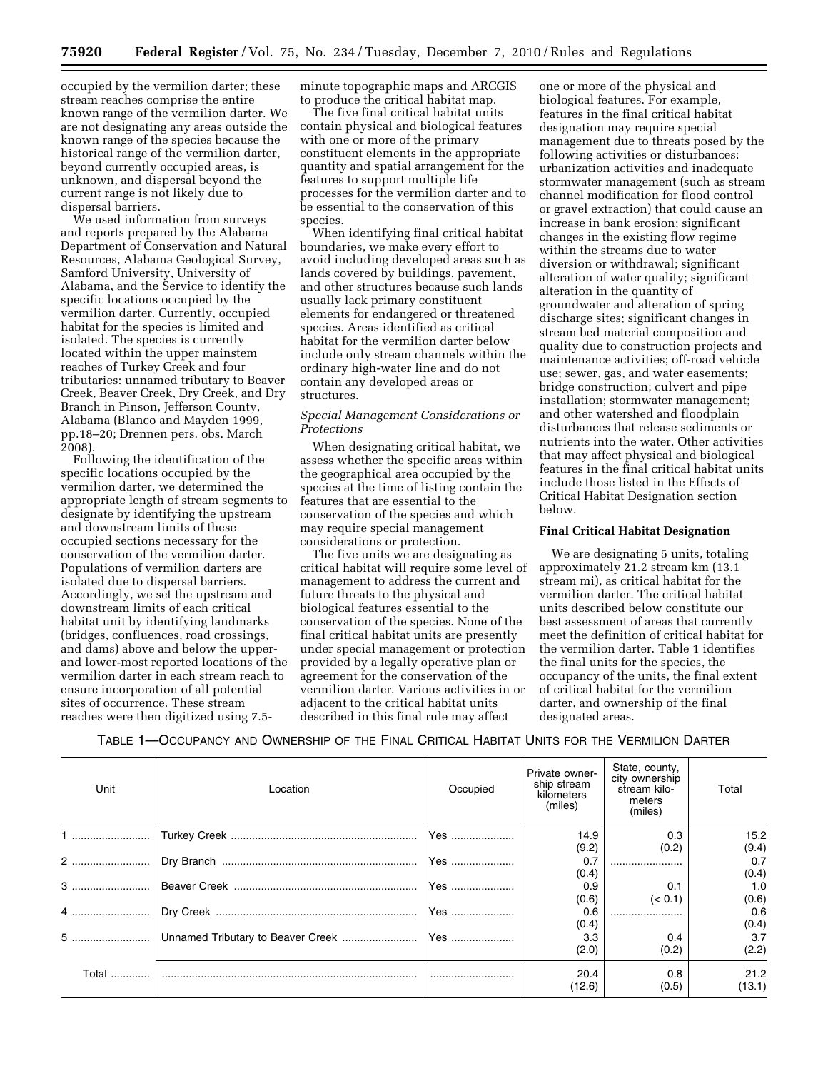occupied by the vermilion darter; these stream reaches comprise the entire known range of the vermilion darter. We are not designating any areas outside the known range of the species because the historical range of the vermilion darter, beyond currently occupied areas, is unknown, and dispersal beyond the current range is not likely due to dispersal barriers.

We used information from surveys and reports prepared by the Alabama Department of Conservation and Natural Resources, Alabama Geological Survey, Samford University, University of Alabama, and the Service to identify the specific locations occupied by the vermilion darter. Currently, occupied habitat for the species is limited and isolated. The species is currently located within the upper mainstem reaches of Turkey Creek and four tributaries: unnamed tributary to Beaver Creek, Beaver Creek, Dry Creek, and Dry Branch in Pinson, Jefferson County, Alabama (Blanco and Mayden 1999, pp.18–20; Drennen pers. obs. March 2008).

Following the identification of the specific locations occupied by the vermilion darter, we determined the appropriate length of stream segments to designate by identifying the upstream and downstream limits of these occupied sections necessary for the conservation of the vermilion darter. Populations of vermilion darters are isolated due to dispersal barriers. Accordingly, we set the upstream and downstream limits of each critical habitat unit by identifying landmarks (bridges, confluences, road crossings, and dams) above and below the upper- and lower-most reported locations of the vermilion darter in each stream reach to ensure incorporation of all potential sites of occurrence. These stream reaches were then digitized using 7.5-minute topographic maps and ARCGIS to produce the critical habitat map.

The five final critical habitat units contain physical and biological features with one or more of the primary constituent elements in the appropriate quantity and spatial arrangement for the features to support multiple life processes for the vermilion darter and to be essential to the conservation of this species.

When identifying final critical habitat boundaries, we make every effort to avoid including developed areas such as lands covered by buildings, pavement, and other structures because such lands usually lack primary constituent elements for endangered or threatened species. Areas identified as critical habitat for the vermilion darter below include only stream channels within the ordinary high-water line and do not contain any developed areas or structures.

*Special Management Considerations or Protections*

When designating critical habitat, we assess whether the specific areas within the geographical area occupied by the species at the time of listing contain the features that are essential to the conservation of the species and which may require special management considerations or protection.

The five units we are designating as critical habitat will require some level of management to address the current and future threats to the physical and biological features essential to the conservation of the species. None of the final critical habitat units are presently under special management or protection provided by a legally operative plan or agreement for the conservation of the vermilion darter. Various activities in or adjacent to the critical habitat units described in this final rule may affect one or more of the physical and biological features. For example, features in the final critical habitat designation may require special management due to threats posed by the following activities or disturbances: urbanization activities and inadequate stormwater management (such as stream channel modification for flood control or gravel extraction) that could cause an increase in bank erosion; significant changes in the existing flow regime within the streams due to water diversion or withdrawal; significant alteration of water quality; significant alteration in the quantity of groundwater and alteration of spring discharge sites; significant changes in stream bed material composition and quality due to construction projects and maintenance activities; off-road vehicle use; sewer, gas, and water easements; bridge construction; culvert and pipe installation; stormwater management; and other watershed and floodplain disturbances that release sediments or nutrients into the water. Other activities that may affect physical and biological features in the final critical habitat units include those listed in the Effects of Critical Habitat Designation section below.

**Final Critical Habitat Designation**

We are designating 5 units, totaling approximately 21.2 stream km (13.1 stream mi), as critical habitat for the vermilion darter. The critical habitat units described below constitute our best assessment of areas that currently meet the definition of critical habitat for the vermilion darter. Table 1 identifies the final units for the species, the occupancy of the units, the final extent of critical habitat for the vermilion darter, and ownership of the final designated areas.

TABLE 1—OCCUPANCY AND OWNERSHIP OF THE FINAL CRITICAL HABITAT UNITS FOR THE VERMILION DARTER

| Unit | Location | Occupied | Private ownership stream kilometers (miles) | State, county, city ownership stream kilometers (miles) | Total |
|---|---|---|---|---|---|
| 1 | Turkey Creek | Yes | 14.9 (9.2) | 0.3 (0.2) | 15.2 (9.4) |
| 2 | Dry Branch | Yes | 0.7 (0.4) | | 0.7 (0.4) |
| 3 | Beaver Creek | Yes | 0.9 (0.6) | 0.1 (< 0.1) | 1.0 (0.6) |
| 4 | Dry Creek | Yes | 0.6 (0.4) | | 0.6 (0.4) |
| 5 | Unnamed Tributary to Beaver Creek | Yes | 3.3 (2.0) | 0.4 (0.2) | 3.7 (2.2) |
| Total | | | 20.4 (12.6) | 0.8 (0.5) | 21.2 (13.1) |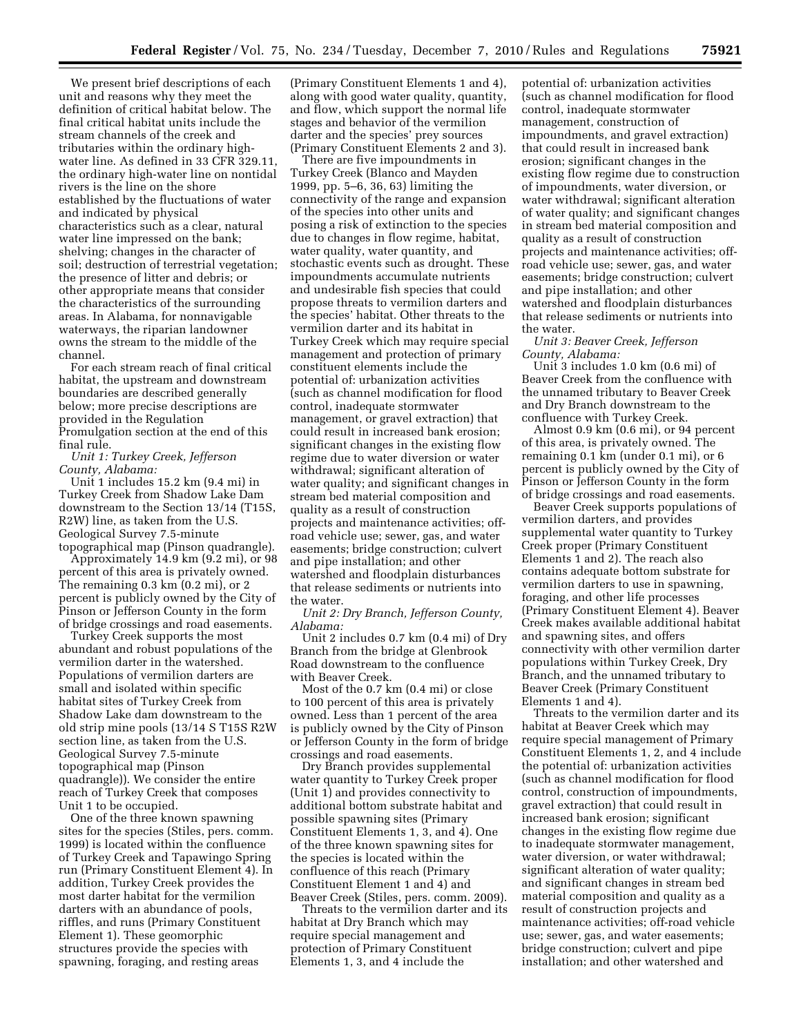We present brief descriptions of each unit and reasons why they meet the definition of critical habitat below. The final critical habitat units include the stream channels of the creek and tributaries within the ordinary high-water line. As defined in 33 CFR 329.11, the ordinary high-water line on nontidal rivers is the line on the shore established by the fluctuations of water and indicated by physical characteristics such as a clear, natural water line impressed on the bank; shelving; changes in the character of soil; destruction of terrestrial vegetation; the presence of litter and debris; or other appropriate means that consider the characteristics of the surrounding areas. In Alabama, for nonnavigable waterways, the riparian landowner owns the stream to the middle of the channel.

For each stream reach of final critical habitat, the upstream and downstream boundaries are described generally below; more precise descriptions are provided in the Regulation Promulgation section at the end of this final rule.

*Unit 1: Turkey Creek, Jefferson County, Alabama:*

Unit 1 includes 15.2 km (9.4 mi) in Turkey Creek from Shadow Lake Dam downstream to the Section 13/14 (T15S, R2W) line, as taken from the U.S. Geological Survey 7.5-minute topographical map (Pinson quadrangle).

Approximately 14.9 km (9.2 mi), or 98 percent of this area is privately owned. The remaining 0.3 km (0.2 mi), or 2 percent is publicly owned by the City of Pinson or Jefferson County in the form of bridge crossings and road easements.

Turkey Creek supports the most abundant and robust populations of the vermilion darter in the watershed. Populations of vermilion darters are small and isolated within specific habitat sites of Turkey Creek from Shadow Lake dam downstream to the old strip mine pools (13/14 S T15S R2W section line, as taken from the U.S. Geological Survey 7.5-minute topographical map (Pinson quadrangle)). We consider the entire reach of Turkey Creek that composes Unit 1 to be occupied.

One of the three known spawning sites for the species (Stiles, pers. comm. 1999) is located within the confluence of Turkey Creek and Tapawingo Spring run (Primary Constituent Element 4). In addition, Turkey Creek provides the most darter habitat for the vermilion darters with an abundance of pools, riffles, and runs (Primary Constituent Element 1). These geomorphic structures provide the species with spawning, foraging, and resting areas (Primary Constituent Elements 1 and 4), along with good water quality, quantity, and flow, which support the normal life stages and behavior of the vermilion darter and the species' prey sources (Primary Constituent Elements 2 and 3).

There are five impoundments in Turkey Creek (Blanco and Mayden 1999, pp. 5–6, 36, 63) limiting the connectivity of the range and expansion of the species into other units and posing a risk of extinction to the species due to changes in flow regime, habitat, water quality, water quantity, and stochastic events such as drought. These impoundments accumulate nutrients and undesirable fish species that could propose threats to vermilion darters and the species' habitat. Other threats to the vermilion darter and its habitat in Turkey Creek which may require special management and protection of primary constituent elements include the potential of: urbanization activities (such as channel modification for flood control, inadequate stormwater management, or gravel extraction) that could result in increased bank erosion; significant changes in the existing flow regime due to water diversion or water withdrawal; significant alteration of water quality; and significant changes in stream bed material composition and quality as a result of construction projects and maintenance activities; off-road vehicle use; sewer, gas, and water easements; bridge construction; culvert and pipe installation; and other watershed and floodplain disturbances that release sediments or nutrients into the water.

*Unit 2: Dry Branch, Jefferson County, Alabama:*

Unit 2 includes 0.7 km (0.4 mi) of Dry Branch from the bridge at Glenbrook Road downstream to the confluence with Beaver Creek.

Most of the 0.7 km (0.4 mi) or close to 100 percent of this area is privately owned. Less than 1 percent of the area is publicly owned by the City of Pinson or Jefferson County in the form of bridge crossings and road easements.

Dry Branch provides supplemental water quantity to Turkey Creek proper (Unit 1) and provides connectivity to additional bottom substrate habitat and possible spawning sites (Primary Constituent Elements 1, 3, and 4). One of the three known spawning sites for the species is located within the confluence of this reach (Primary Constituent Element 1 and 4) and Beaver Creek (Stiles, pers. comm. 2009).

Threats to the vermilion darter and its habitat at Dry Branch which may require special management and protection of Primary Constituent Elements 1, 3, and 4 include the potential of: urbanization activities (such as channel modification for flood control, inadequate stormwater management, construction of impoundments, and gravel extraction) that could result in increased bank erosion; significant changes in the existing flow regime due to construction of impoundments, water diversion, or water withdrawal; significant alteration of water quality; and significant changes in stream bed material composition and quality as a result of construction projects and maintenance activities; off-road vehicle use; sewer, gas, and water easements; bridge construction; culvert and pipe installation; and other watershed and floodplain disturbances that release sediments or nutrients into the water.

*Unit 3: Beaver Creek, Jefferson County, Alabama:*

Unit 3 includes 1.0 km (0.6 mi) of Beaver Creek from the confluence with the unnamed tributary to Beaver Creek and Dry Branch downstream to the confluence with Turkey Creek.

Almost 0.9 km (0.6 mi), or 94 percent of this area, is privately owned. The remaining 0.1 km (under 0.1 mi), or 6 percent is publicly owned by the City of Pinson or Jefferson County in the form of bridge crossings and road easements.

Beaver Creek supports populations of vermilion darters, and provides supplemental water quantity to Turkey Creek proper (Primary Constituent Elements 1 and 2). The reach also contains adequate bottom substrate for vermilion darters to use in spawning, foraging, and other life processes (Primary Constituent Element 4). Beaver Creek makes available additional habitat and spawning sites, and offers connectivity with other vermilion darter populations within Turkey Creek, Dry Branch, and the unnamed tributary to Beaver Creek (Primary Constituent Elements 1 and 4).

Threats to the vermilion darter and its habitat at Beaver Creek which may require special management of Primary Constituent Elements 1, 2, and 4 include the potential of: urbanization activities (such as channel modification for flood control, construction of impoundments, gravel extraction) that could result in increased bank erosion; significant changes in the existing flow regime due to inadequate stormwater management, water diversion, or water withdrawal; significant alteration of water quality; and significant changes in stream bed material composition and quality as a result of construction projects and maintenance activities; off-road vehicle use; sewer, gas, and water easements; bridge construction; culvert and pipe installation; and other watershed and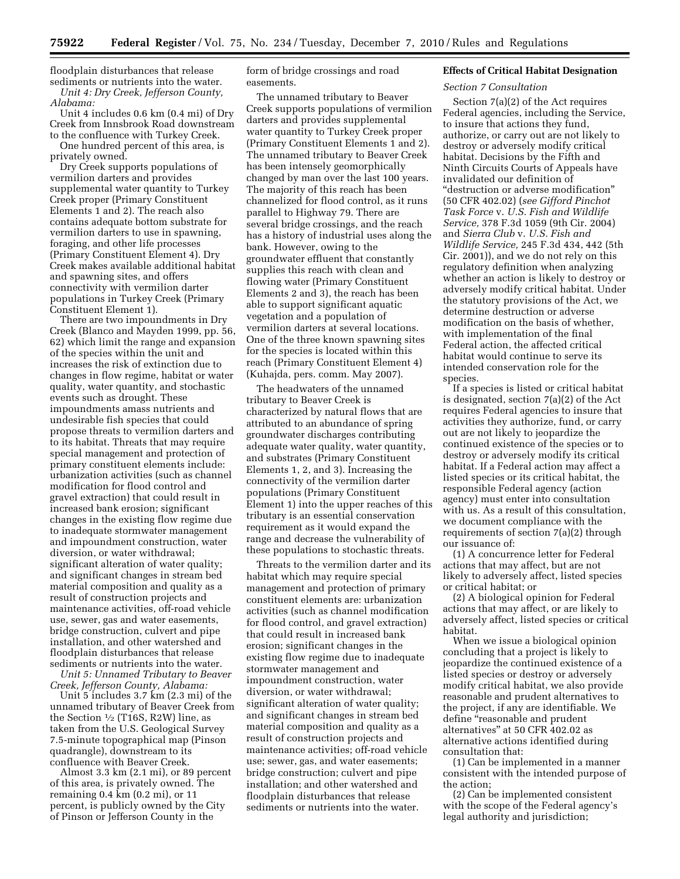floodplain disturbances that release sediments or nutrients into the water.

*Unit 4: Dry Creek, Jefferson County, Alabama:*

Unit 4 includes 0.6 km (0.4 mi) of Dry Creek from Innsbrook Road downstream to the confluence with Turkey Creek.

One hundred percent of this area, is privately owned.

Dry Creek supports populations of vermilion darters and provides supplemental water quantity to Turkey Creek proper (Primary Constituent Elements 1 and 2). The reach also contains adequate bottom substrate for vermilion darters to use in spawning, foraging, and other life processes (Primary Constituent Element 4). Dry Creek makes available additional habitat and spawning sites, and offers connectivity with vermilion darter populations in Turkey Creek (Primary Constituent Element 1).

There are two impoundments in Dry Creek (Blanco and Mayden 1999, pp. 56, 62) which limit the range and expansion of the species within the unit and increases the risk of extinction due to changes in flow regime, habitat or water quality, water quantity, and stochastic events such as drought. These impoundments amass nutrients and undesirable fish species that could propose threats to vermilion darters and to its habitat. Threats that may require special management and protection of primary constituent elements include: urbanization activities (such as channel modification for flood control and gravel extraction) that could result in increased bank erosion; significant changes in the existing flow regime due to inadequate stormwater management and impoundment construction, water diversion, or water withdrawal; significant alteration of water quality; and significant changes in stream bed material composition and quality as a result of construction projects and maintenance activities, off-road vehicle use, sewer, gas and water easements, bridge construction, culvert and pipe installation, and other watershed and floodplain disturbances that release sediments or nutrients into the water.

*Unit 5: Unnamed Tributary to Beaver Creek, Jefferson County, Alabama:*

Unit 5 includes 3.7 km (2.3 mi) of the unnamed tributary of Beaver Creek from the Section ½ (T16S, R2W) line, as taken from the U.S. Geological Survey 7.5-minute topographical map (Pinson quadrangle), downstream to its confluence with Beaver Creek.

Almost 3.3 km (2.1 mi), or 89 percent of this area, is privately owned. The remaining 0.4 km (0.2 mi), or 11 percent, is publicly owned by the City of Pinson or Jefferson County in the form of bridge crossings and road easements.

The unnamed tributary to Beaver Creek supports populations of vermilion darters and provides supplemental water quantity to Turkey Creek proper (Primary Constituent Elements 1 and 2). The unnamed tributary to Beaver Creek has been intensely geomorphically changed by man over the last 100 years. The majority of this reach has been channelized for flood control, as it runs parallel to Highway 79. There are several bridge crossings, and the reach has a history of industrial uses along the bank. However, owing to the groundwater effluent that constantly supplies this reach with clean and flowing water (Primary Constituent Elements 2 and 3), the reach has been able to support significant aquatic vegetation and a population of vermilion darters at several locations. One of the three known spawning sites for the species is located within this reach (Primary Constituent Element 4) (Kuhajda, pers. comm. May 2007).

The headwaters of the unnamed tributary to Beaver Creek is characterized by natural flows that are attributed to an abundance of spring groundwater discharges contributing adequate water quality, water quantity, and substrates (Primary Constituent Elements 1, 2, and 3). Increasing the connectivity of the vermilion darter populations (Primary Constituent Element 1) into the upper reaches of this tributary is an essential conservation requirement as it would expand the range and decrease the vulnerability of these populations to stochastic threats.

Threats to the vermilion darter and its habitat which may require special management and protection of primary constituent elements are: urbanization activities (such as channel modification for flood control, and gravel extraction) that could result in increased bank erosion; significant changes in the existing flow regime due to inadequate stormwater management and impoundment construction, water diversion, or water withdrawal; significant alteration of water quality; and significant changes in stream bed material composition and quality as a result of construction projects and maintenance activities; off-road vehicle use; sewer, gas, and water easements; bridge construction; culvert and pipe installation; and other watershed and floodplain disturbances that release sediments or nutrients into the water.

## Effects of Critical Habitat Designation

### *Section 7 Consultation*

Section 7(a)(2) of the Act requires Federal agencies, including the Service, to insure that actions they fund, authorize, or carry out are not likely to destroy or adversely modify critical habitat. Decisions by the Fifth and Ninth Circuits Courts of Appeals have invalidated our definition of "destruction or adverse modification" (50 CFR 402.02) (*see Gifford Pinchot Task Force* v. *U.S. Fish and Wildlife Service,* 378 F.3d 1059 (9th Cir. 2004) and *Sierra Club* v. *U.S. Fish and Wildlife Service,* 245 F.3d 434, 442 (5th Cir. 2001)), and we do not rely on this regulatory definition when analyzing whether an action is likely to destroy or adversely modify critical habitat. Under the statutory provisions of the Act, we determine destruction or adverse modification on the basis of whether, with implementation of the final Federal action, the affected critical habitat would continue to serve its intended conservation role for the species.

If a species is listed or critical habitat is designated, section 7(a)(2) of the Act requires Federal agencies to insure that activities they authorize, fund, or carry out are not likely to jeopardize the continued existence of the species or to destroy or adversely modify its critical habitat. If a Federal action may affect a listed species or its critical habitat, the responsible Federal agency (action agency) must enter into consultation with us. As a result of this consultation, we document compliance with the requirements of section 7(a)(2) through our issuance of:

(1) A concurrence letter for Federal actions that may affect, but are not likely to adversely affect, listed species or critical habitat; or

(2) A biological opinion for Federal actions that may affect, or are likely to adversely affect, listed species or critical habitat.

When we issue a biological opinion concluding that a project is likely to jeopardize the continued existence of a listed species or destroy or adversely modify critical habitat, we also provide reasonable and prudent alternatives to the project, if any are identifiable. We define "reasonable and prudent alternatives" at 50 CFR 402.02 as alternative actions identified during consultation that:

(1) Can be implemented in a manner consistent with the intended purpose of the action;

(2) Can be implemented consistent with the scope of the Federal agency's legal authority and jurisdiction;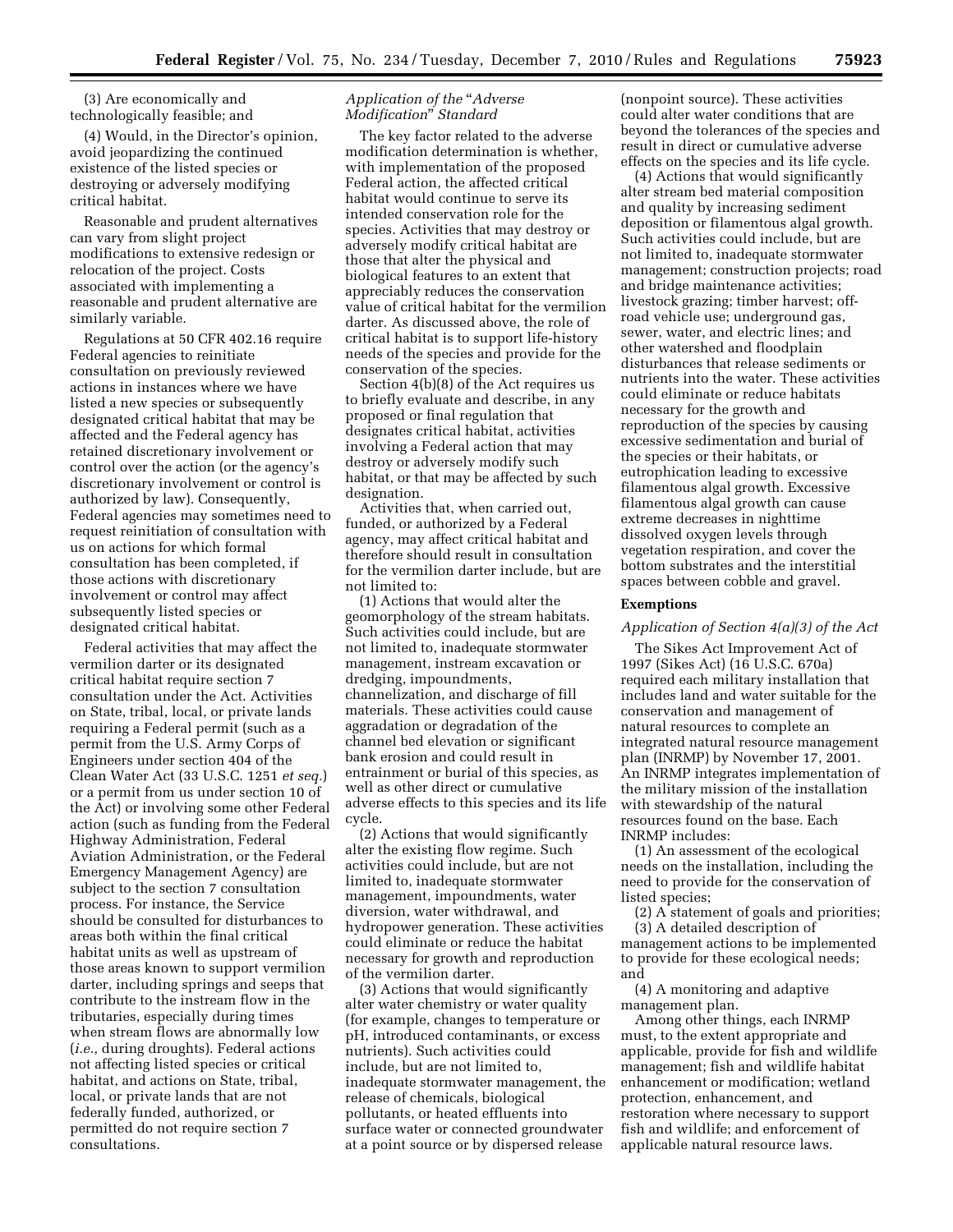(3) Are economically and technologically feasible; and

(4) Would, in the Director's opinion, avoid jeopardizing the continued existence of the listed species or destroying or adversely modifying critical habitat.

Reasonable and prudent alternatives can vary from slight project modifications to extensive redesign or relocation of the project. Costs associated with implementing a reasonable and prudent alternative are similarly variable.

Regulations at 50 CFR 402.16 require Federal agencies to reinitiate consultation on previously reviewed actions in instances where we have listed a new species or subsequently designated critical habitat that may be affected and the Federal agency has retained discretionary involvement or control over the action (or the agency's discretionary involvement or control is authorized by law). Consequently, Federal agencies may sometimes need to request reinitiation of consultation with us on actions for which formal consultation has been completed, if those actions with discretionary involvement or control may affect subsequently listed species or designated critical habitat.

Federal activities that may affect the vermilion darter or its designated critical habitat require section 7 consultation under the Act. Activities on State, tribal, local, or private lands requiring a Federal permit (such as a permit from the U.S. Army Corps of Engineers under section 404 of the Clean Water Act (33 U.S.C. 1251 *et seq.*) or a permit from us under section 10 of the Act) or involving some other Federal action (such as funding from the Federal Highway Administration, Federal Aviation Administration, or the Federal Emergency Management Agency) are subject to the section 7 consultation process. For instance, the Service should be consulted for disturbances to areas both within the final critical habitat units as well as upstream of those areas known to support vermilion darter, including springs and seeps that contribute to the instream flow in the tributaries, especially during times when stream flows are abnormally low (*i.e.,* during droughts). Federal actions not affecting listed species or critical habitat, and actions on State, tribal, local, or private lands that are not federally funded, authorized, or permitted do not require section 7 consultations.

### *Application of the "Adverse Modification" Standard*

The key factor related to the adverse modification determination is whether, with implementation of the proposed Federal action, the affected critical habitat would continue to serve its intended conservation role for the species. Activities that may destroy or adversely modify critical habitat are those that alter the physical and biological features to an extent that appreciably reduces the conservation value of critical habitat for the vermilion darter. As discussed above, the role of critical habitat is to support life-history needs of the species and provide for the conservation of the species.

Section 4(b)(8) of the Act requires us to briefly evaluate and describe, in any proposed or final regulation that designates critical habitat, activities involving a Federal action that may destroy or adversely modify such habitat, or that may be affected by such designation.

Activities that, when carried out, funded, or authorized by a Federal agency, may affect critical habitat and therefore should result in consultation for the vermilion darter include, but are not limited to:

(1) Actions that would alter the geomorphology of the stream habitats. Such activities could include, but are not limited to, inadequate stormwater management, instream excavation or dredging, impoundments, channelization, and discharge of fill materials. These activities could cause aggradation or degradation of the channel bed elevation or significant bank erosion and could result in entrainment or burial of this species, as well as other direct or cumulative adverse effects to this species and its life cycle.

(2) Actions that would significantly alter the existing flow regime. Such activities could include, but are not limited to, inadequate stormwater management, impoundments, water diversion, water withdrawal, and hydropower generation. These activities could eliminate or reduce the habitat necessary for growth and reproduction of the vermilion darter.

(3) Actions that would significantly alter water chemistry or water quality (for example, changes to temperature or pH, introduced contaminants, or excess nutrients). Such activities could include, but are not limited to, inadequate stormwater management, the release of chemicals, biological pollutants, or heated effluents into surface water or connected groundwater at a point source or by dispersed release (nonpoint source). These activities could alter water conditions that are beyond the tolerances of the species and result in direct or cumulative adverse effects on the species and its life cycle.

(4) Actions that would significantly alter stream bed material composition and quality by increasing sediment deposition or filamentous algal growth. Such activities could include, but are not limited to, inadequate stormwater management; construction projects; road and bridge maintenance activities; livestock grazing; timber harvest; off-road vehicle use; underground gas, sewer, water, and electric lines; and other watershed and floodplain disturbances that release sediments or nutrients into the water. These activities could eliminate or reduce habitats necessary for the growth and reproduction of the species by causing excessive sedimentation and burial of the species or their habitats, or eutrophication leading to excessive filamentous algal growth. Excessive filamentous algal growth can cause extreme decreases in nighttime dissolved oxygen levels through vegetation respiration, and cover the bottom substrates and the interstitial spaces between cobble and gravel.

## Exemptions

### *Application of Section 4(a)(3) of the Act*

The Sikes Act Improvement Act of 1997 (Sikes Act) (16 U.S.C. 670a) required each military installation that includes land and water suitable for the conservation and management of natural resources to complete an integrated natural resource management plan (INRMP) by November 17, 2001. An INRMP integrates implementation of the military mission of the installation with stewardship of the natural resources found on the base. Each INRMP includes:

(1) An assessment of the ecological needs on the installation, including the need to provide for the conservation of listed species;

(2) A statement of goals and priorities;

(3) A detailed description of management actions to be implemented to provide for these ecological needs; and

(4) A monitoring and adaptive management plan.

Among other things, each INRMP must, to the extent appropriate and applicable, provide for fish and wildlife management; fish and wildlife habitat enhancement or modification; wetland protection, enhancement, and restoration where necessary to support fish and wildlife; and enforcement of applicable natural resource laws.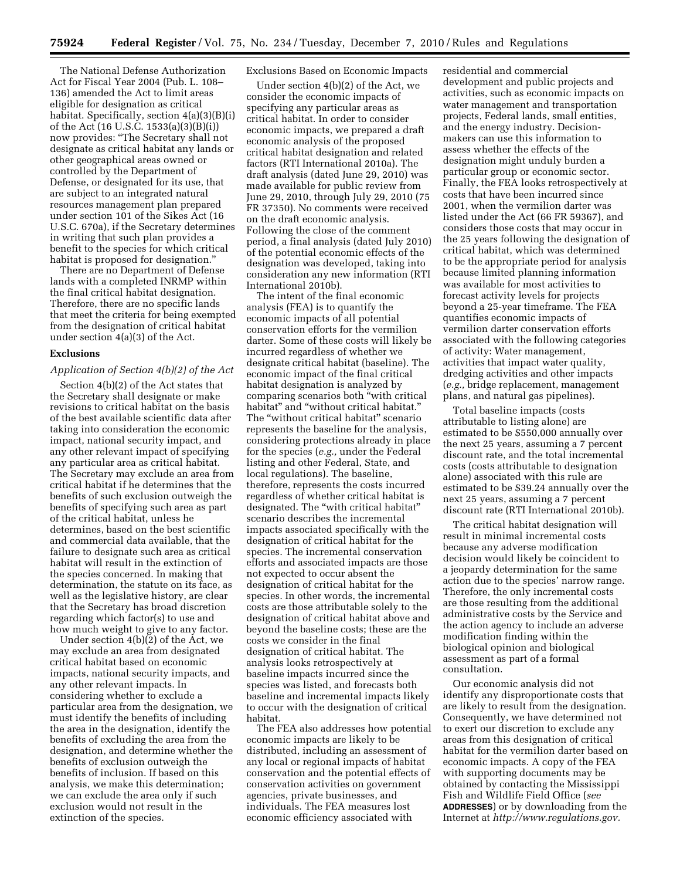The National Defense Authorization Act for Fiscal Year 2004 (Pub. L. 108–136) amended the Act to limit areas eligible for designation as critical habitat. Specifically, section 4(a)(3)(B)(i) of the Act (16 U.S.C. 1533(a)(3)(B)(i)) now provides: "The Secretary shall not designate as critical habitat any lands or other geographical areas owned or controlled by the Department of Defense, or designated for its use, that are subject to an integrated natural resources management plan prepared under section 101 of the Sikes Act (16 U.S.C. 670a), if the Secretary determines in writing that such plan provides a benefit to the species for which critical habitat is proposed for designation."

There are no Department of Defense lands with a completed INRMP within the final critical habitat designation. Therefore, there are no specific lands that meet the criteria for being exempted from the designation of critical habitat under section 4(a)(3) of the Act.

## Exclusions

### *Application of Section 4(b)(2) of the Act*

Section 4(b)(2) of the Act states that the Secretary shall designate or make revisions to critical habitat on the basis of the best available scientific data after taking into consideration the economic impact, national security impact, and any other relevant impact of specifying any particular area as critical habitat. The Secretary may exclude an area from critical habitat if he determines that the benefits of such exclusion outweigh the benefits of specifying such area as part of the critical habitat, unless he determines, based on the best scientific and commercial data available, that the failure to designate such area as critical habitat will result in the extinction of the species concerned. In making that determination, the statute on its face, as well as the legislative history, are clear that the Secretary has broad discretion regarding which factor(s) to use and how much weight to give to any factor.

Under section 4(b)(2) of the Act, we may exclude an area from designated critical habitat based on economic impacts, national security impacts, and any other relevant impacts. In considering whether to exclude a particular area from the designation, we must identify the benefits of including the area in the designation, identify the benefits of excluding the area from the designation, and determine whether the benefits of exclusion outweigh the benefits of inclusion. If based on this analysis, we make this determination; we can exclude the area only if such exclusion would not result in the extinction of the species.

### Exclusions Based on Economic Impacts

Under section 4(b)(2) of the Act, we consider the economic impacts of specifying any particular areas as critical habitat. In order to consider economic impacts, we prepared a draft economic analysis of the proposed critical habitat designation and related factors (RTI International 2010a). The draft analysis (dated June 29, 2010) was made available for public review from June 29, 2010, through July 29, 2010 (75 FR 37350). No comments were received on the draft economic analysis. Following the close of the comment period, a final analysis (dated July 2010) of the potential economic effects of the designation was developed, taking into consideration any new information (RTI International 2010b).

The intent of the final economic analysis (FEA) is to quantify the economic impacts of all potential conservation efforts for the vermilion darter. Some of these costs will likely be incurred regardless of whether we designate critical habitat (baseline). The economic impact of the final critical habitat designation is analyzed by comparing scenarios both "with critical habitat" and "without critical habitat." The "without critical habitat" scenario represents the baseline for the analysis, considering protections already in place for the species (*e.g.,* under the Federal listing and other Federal, State, and local regulations). The baseline, therefore, represents the costs incurred regardless of whether critical habitat is designated. The "with critical habitat" scenario describes the incremental impacts associated specifically with the designation of critical habitat for the species. The incremental conservation efforts and associated impacts are those not expected to occur absent the designation of critical habitat for the species. In other words, the incremental costs are those attributable solely to the designation of critical habitat above and beyond the baseline costs; these are the costs we consider in the final designation of critical habitat. The analysis looks retrospectively at baseline impacts incurred since the species was listed, and forecasts both baseline and incremental impacts likely to occur with the designation of critical habitat.

The FEA also addresses how potential economic impacts are likely to be distributed, including an assessment of any local or regional impacts of habitat conservation and the potential effects of conservation activities on government agencies, private businesses, and individuals. The FEA measures lost economic efficiency associated with residential and commercial development and public projects and activities, such as economic impacts on water management and transportation projects, Federal lands, small entities, and the energy industry. Decision-makers can use this information to assess whether the effects of the designation might unduly burden a particular group or economic sector. Finally, the FEA looks retrospectively at costs that have been incurred since 2001, when the vermilion darter was listed under the Act (66 FR 59367), and considers those costs that may occur in the 25 years following the designation of critical habitat, which was determined to be the appropriate period for analysis because limited planning information was available for most activities to forecast activity levels for projects beyond a 25-year timeframe. The FEA quantifies economic impacts of vermilion darter conservation efforts associated with the following categories of activity: Water management, activities that impact water quality, dredging activities and other impacts (*e.g.,* bridge replacement, management plans, and natural gas pipelines).

Total baseline impacts (costs attributable to listing alone) are estimated to be $550,000 annually over the next 25 years, assuming a 7 percent discount rate, and the total incremental costs (costs attributable to designation alone) associated with this rule are estimated to be $39.24 annually over the next 25 years, assuming a 7 percent discount rate (RTI International 2010b).

The critical habitat designation will result in minimal incremental costs because any adverse modification decision would likely be coincident to a jeopardy determination for the same action due to the species' narrow range. Therefore, the only incremental costs are those resulting from the additional administrative costs by the Service and the action agency to include an adverse modification finding within the biological opinion and biological assessment as part of a formal consultation.

Our economic analysis did not identify any disproportionate costs that are likely to result from the designation. Consequently, we have determined not to exert our discretion to exclude any areas from this designation of critical habitat for the vermilion darter based on economic impacts. A copy of the FEA with supporting documents may be obtained by contacting the Mississippi Fish and Wildlife Field Office (*see* **ADDRESSES**) or by downloading from the Internet at *http://www.regulations.gov.*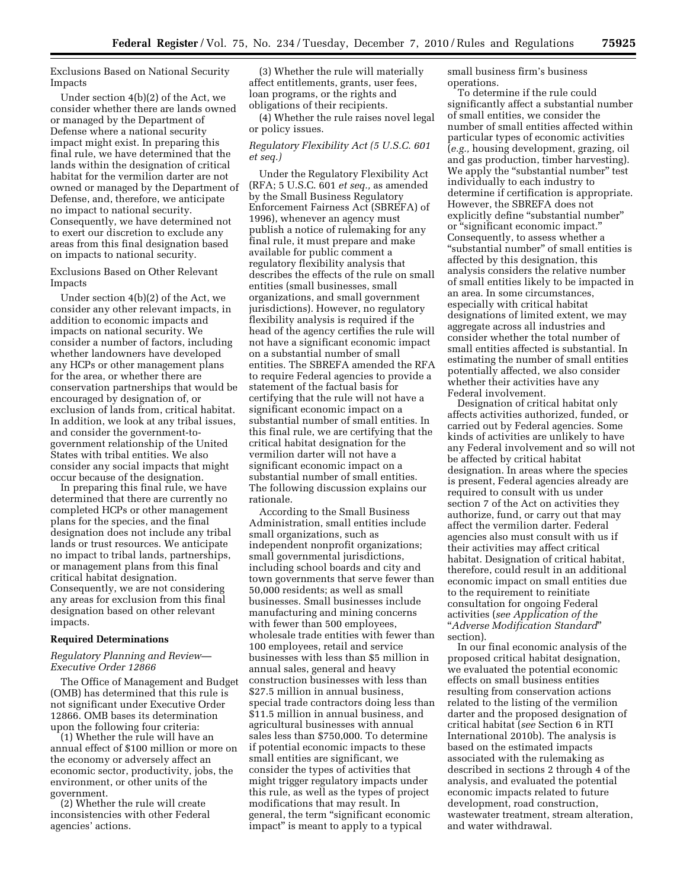Exclusions Based on National Security Impacts

Under section 4(b)(2) of the Act, we consider whether there are lands owned or managed by the Department of Defense where a national security impact might exist. In preparing this final rule, we have determined that the lands within the designation of critical habitat for the vermilion darter are not owned or managed by the Department of Defense, and, therefore, we anticipate no impact to national security. Consequently, we have determined not to exert our discretion to exclude any areas from this final designation based on impacts to national security.

Exclusions Based on Other Relevant Impacts

Under section 4(b)(2) of the Act, we consider any other relevant impacts, in addition to economic impacts and impacts on national security. We consider a number of factors, including whether landowners have developed any HCPs or other management plans for the area, or whether there are conservation partnerships that would be encouraged by designation of, or exclusion of lands from, critical habitat. In addition, we look at any tribal issues, and consider the government-to-government relationship of the United States with tribal entities. We also consider any social impacts that might occur because of the designation.

In preparing this final rule, we have determined that there are currently no completed HCPs or other management plans for the species, and the final designation does not include any tribal lands or trust resources. We anticipate no impact to tribal lands, partnerships, or management plans from this final critical habitat designation. Consequently, we are not considering any areas for exclusion from this final designation based on other relevant impacts.

## Required Determinations

### *Regulatory Planning and Review—Executive Order 12866*

The Office of Management and Budget (OMB) has determined that this rule is not significant under Executive Order 12866. OMB bases its determination upon the following four criteria:

(1) Whether the rule will have an annual effect of $100 million or more on the economy or adversely affect an economic sector, productivity, jobs, the environment, or other units of the government.

(2) Whether the rule will create inconsistencies with other Federal agencies' actions.

(3) Whether the rule will materially affect entitlements, grants, user fees, loan programs, or the rights and obligations of their recipients.

(4) Whether the rule raises novel legal or policy issues.

### *Regulatory Flexibility Act (5 U.S.C. 601 et seq.)*

Under the Regulatory Flexibility Act (RFA; 5 U.S.C. 601 *et seq.,* as amended by the Small Business Regulatory Enforcement Fairness Act (SBREFA) of 1996), whenever an agency must publish a notice of rulemaking for any final rule, it must prepare and make available for public comment a regulatory flexibility analysis that describes the effects of the rule on small entities (small businesses, small organizations, and small government jurisdictions). However, no regulatory flexibility analysis is required if the head of the agency certifies the rule will not have a significant economic impact on a substantial number of small entities. The SBREFA amended the RFA to require Federal agencies to provide a statement of the factual basis for certifying that the rule will not have a significant economic impact on a substantial number of small entities. In this final rule, we are certifying that the critical habitat designation for the vermilion darter will not have a significant economic impact on a substantial number of small entities. The following discussion explains our rationale.

According to the Small Business Administration, small entities include small organizations, such as independent nonprofit organizations; small governmental jurisdictions, including school boards and city and town governments that serve fewer than 50,000 residents; as well as small businesses. Small businesses include manufacturing and mining concerns with fewer than 500 employees, wholesale trade entities with fewer than 100 employees, retail and service businesses with less than $5 million in annual sales, general and heavy construction businesses with less than $27.5 million in annual business, special trade contractors doing less than $11.5 million in annual business, and agricultural businesses with annual sales less than $750,000. To determine if potential economic impacts to these small entities are significant, we consider the types of activities that might trigger regulatory impacts under this rule, as well as the types of project modifications that may result. In general, the term "significant economic impact" is meant to apply to a typical small business firm's business operations.

To determine if the rule could significantly affect a substantial number of small entities, we consider the number of small entities affected within particular types of economic activities (*e.g.,* housing development, grazing, oil and gas production, timber harvesting). We apply the "substantial number" test individually to each industry to determine if certification is appropriate. However, the SBREFA does not explicitly define "substantial number" or "significant economic impact." Consequently, to assess whether a "substantial number" of small entities is affected by this designation, this analysis considers the relative number of small entities likely to be impacted in an area. In some circumstances, especially with critical habitat designations of limited extent, we may aggregate across all industries and consider whether the total number of small entities affected is substantial. In estimating the number of small entities potentially affected, we also consider whether their activities have any Federal involvement.

Designation of critical habitat only affects activities authorized, funded, or carried out by Federal agencies. Some kinds of activities are unlikely to have any Federal involvement and so will not be affected by critical habitat designation. In areas where the species is present, Federal agencies already are required to consult with us under section 7 of the Act on activities they authorize, fund, or carry out that may affect the vermilion darter. Federal agencies also must consult with us if their activities may affect critical habitat. Designation of critical habitat, therefore, could result in an additional economic impact on small entities due to the requirement to reinitiate consultation for ongoing Federal activities (*see Application of the "Adverse Modification Standard"* section).

In our final economic analysis of the proposed critical habitat designation, we evaluated the potential economic effects on small business entities resulting from conservation actions related to the listing of the vermilion darter and the proposed designation of critical habitat (*see* Section 6 in RTI International 2010b). The analysis is based on the estimated impacts associated with the rulemaking as described in sections 2 through 4 of the analysis, and evaluated the potential economic impacts related to future development, road construction, wastewater treatment, stream alteration, and water withdrawal.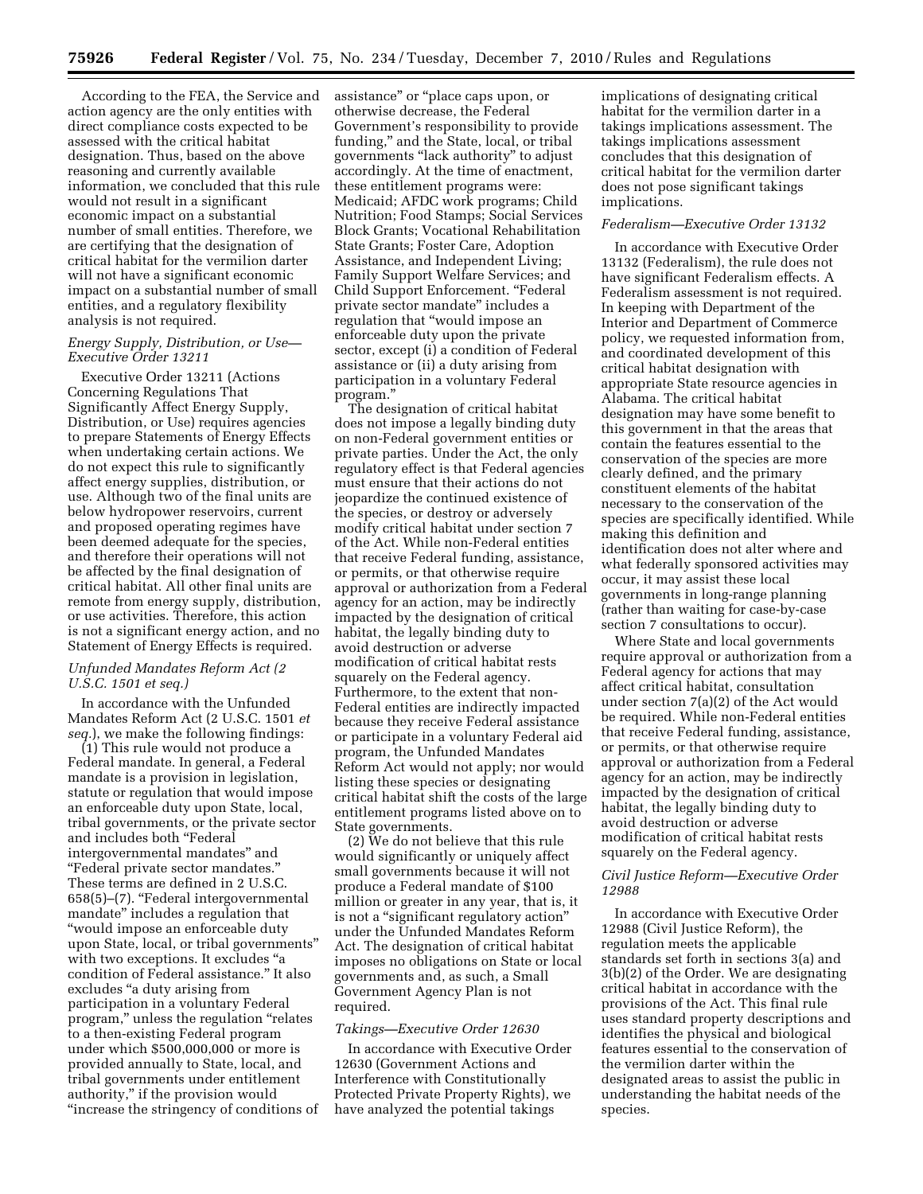According to the FEA, the Service and action agency are the only entities with direct compliance costs expected to be assessed with the critical habitat designation. Thus, based on the above reasoning and currently available information, we concluded that this rule would not result in a significant economic impact on a substantial number of small entities. Therefore, we are certifying that the designation of critical habitat for the vermilion darter will not have a significant economic impact on a substantial number of small entities, and a regulatory flexibility analysis is not required.

*Energy Supply, Distribution, or Use—Executive Order 13211*

Executive Order 13211 (Actions Concerning Regulations That Significantly Affect Energy Supply, Distribution, or Use) requires agencies to prepare Statements of Energy Effects when undertaking certain actions. We do not expect this rule to significantly affect energy supplies, distribution, or use. Although two of the final units are below hydropower reservoirs, current and proposed operating regimes have been deemed adequate for the species, and therefore their operations will not be affected by the final designation of critical habitat. All other final units are remote from energy supply, distribution, or use activities. Therefore, this action is not a significant energy action, and no Statement of Energy Effects is required.

*Unfunded Mandates Reform Act (2 U.S.C. 1501 et seq.)*

In accordance with the Unfunded Mandates Reform Act (2 U.S.C. 1501 *et seq.*), we make the following findings:

(1) This rule would not produce a Federal mandate. In general, a Federal mandate is a provision in legislation, statute or regulation that would impose an enforceable duty upon State, local, tribal governments, or the private sector and includes both "Federal intergovernmental mandates" and "Federal private sector mandates." These terms are defined in 2 U.S.C. 658(5)–(7). "Federal intergovernmental mandate" includes a regulation that "would impose an enforceable duty upon State, local, or tribal governments" with two exceptions. It excludes "a condition of Federal assistance." It also excludes "a duty arising from participation in a voluntary Federal program," unless the regulation "relates to a then-existing Federal program under which $500,000,000 or more is provided annually to State, local, and tribal governments under entitlement authority," if the provision would "increase the stringency of conditions of assistance" or "place caps upon, or otherwise decrease, the Federal Government's responsibility to provide funding," and the State, local, or tribal governments "lack authority" to adjust accordingly. At the time of enactment, these entitlement programs were: Medicaid; AFDC work programs; Child Nutrition; Food Stamps; Social Services Block Grants; Vocational Rehabilitation State Grants; Foster Care, Adoption Assistance, and Independent Living; Family Support Welfare Services; and Child Support Enforcement. "Federal private sector mandate" includes a regulation that "would impose an enforceable duty upon the private sector, except (i) a condition of Federal assistance or (ii) a duty arising from participation in a voluntary Federal program."

The designation of critical habitat does not impose a legally binding duty on non-Federal government entities or private parties. Under the Act, the only regulatory effect is that Federal agencies must ensure that their actions do not jeopardize the continued existence of the species, or destroy or adversely modify critical habitat under section 7 of the Act. While non-Federal entities that receive Federal funding, assistance, or permits, or that otherwise require approval or authorization from a Federal agency for an action, may be indirectly impacted by the designation of critical habitat, the legally binding duty to avoid destruction or adverse modification of critical habitat rests squarely on the Federal agency. Furthermore, to the extent that non-Federal entities are indirectly impacted because they receive Federal assistance or participate in a voluntary Federal aid program, the Unfunded Mandates Reform Act would not apply; nor would listing these species or designating critical habitat shift the costs of the large entitlement programs listed above on to State governments.

(2) We do not believe that this rule would significantly or uniquely affect small governments because it will not produce a Federal mandate of $100 million or greater in any year, that is, it is not a "significant regulatory action" under the Unfunded Mandates Reform Act. The designation of critical habitat imposes no obligations on State or local governments and, as such, a Small Government Agency Plan is not required.

*Takings—Executive Order 12630*

In accordance with Executive Order 12630 (Government Actions and Interference with Constitutionally Protected Private Property Rights), we have analyzed the potential takings implications of designating critical habitat for the vermilion darter in a takings implications assessment. The takings implications assessment concludes that this designation of critical habitat for the vermilion darter does not pose significant takings implications.

*Federalism—Executive Order 13132*

In accordance with Executive Order 13132 (Federalism), the rule does not have significant Federalism effects. A Federalism assessment is not required. In keeping with Department of the Interior and Department of Commerce policy, we requested information from, and coordinated development of this critical habitat designation with appropriate State resource agencies in Alabama. The critical habitat designation may have some benefit to this government in that the areas that contain the features essential to the conservation of the species are more clearly defined, and the primary constituent elements of the habitat necessary to the conservation of the species are specifically identified. While making this definition and identification does not alter where and what federally sponsored activities may occur, it may assist these local governments in long-range planning (rather than waiting for case-by-case section 7 consultations to occur).

Where State and local governments require approval or authorization from a Federal agency for actions that may affect critical habitat, consultation under section 7(a)(2) of the Act would be required. While non-Federal entities that receive Federal funding, assistance, or permits, or that otherwise require approval or authorization from a Federal agency for an action, may be indirectly impacted by the designation of critical habitat, the legally binding duty to avoid destruction or adverse modification of critical habitat rests squarely on the Federal agency.

*Civil Justice Reform—Executive Order 12988*

In accordance with Executive Order 12988 (Civil Justice Reform), the regulation meets the applicable standards set forth in sections 3(a) and 3(b)(2) of the Order. We are designating critical habitat in accordance with the provisions of the Act. This final rule uses standard property descriptions and identifies the physical and biological features essential to the conservation of the vermilion darter within the designated areas to assist the public in understanding the habitat needs of the species.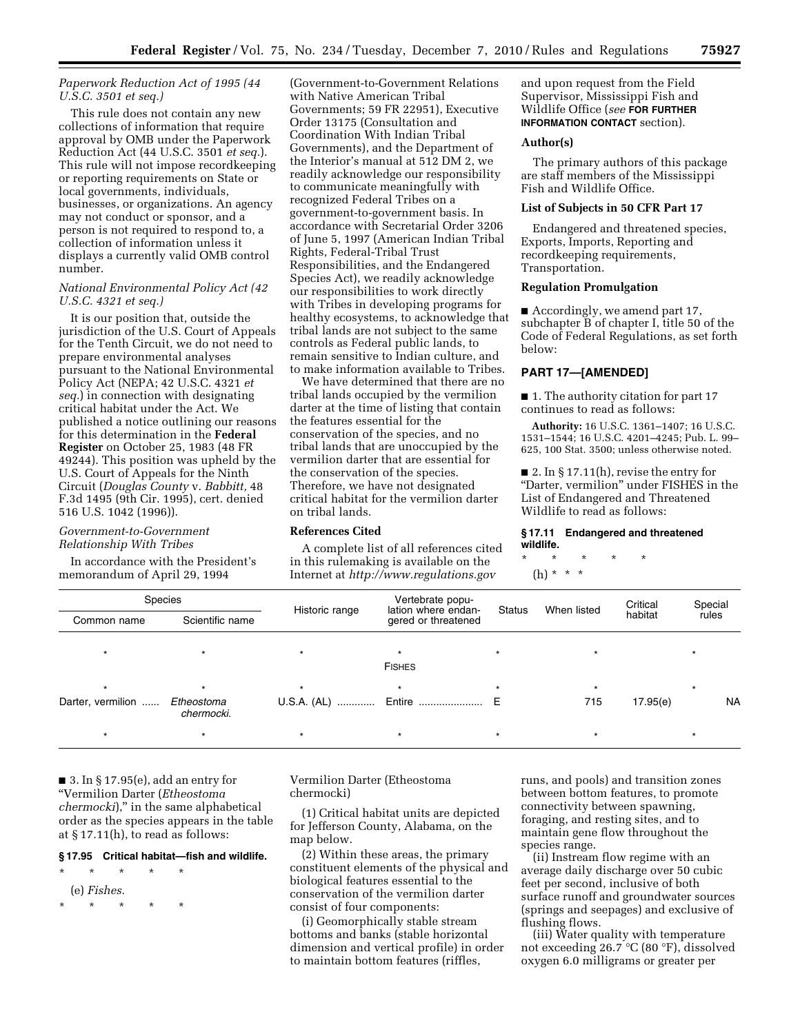*Paperwork Reduction Act of 1995 (44 U.S.C. 3501 et seq.)*

This rule does not contain any new collections of information that require approval by OMB under the Paperwork Reduction Act (44 U.S.C. 3501 *et seq.*). This rule will not impose recordkeeping or reporting requirements on State or local governments, individuals, businesses, or organizations. An agency may not conduct or sponsor, and a person is not required to respond to, a collection of information unless it displays a currently valid OMB control number.

*National Environmental Policy Act (42 U.S.C. 4321 et seq.)*

It is our position that, outside the jurisdiction of the U.S. Court of Appeals for the Tenth Circuit, we do not need to prepare environmental analyses pursuant to the National Environmental Policy Act (NEPA; 42 U.S.C. 4321 *et seq.*) in connection with designating critical habitat under the Act. We published a notice outlining our reasons for this determination in the **Federal Register** on October 25, 1983 (48 FR 49244). This position was upheld by the U.S. Court of Appeals for the Ninth Circuit (*Douglas County* v. *Babbitt,* 48 F.3d 1495 (9th Cir. 1995), cert. denied 516 U.S. 1042 (1996)).

*Government-to-Government Relationship With Tribes*

In accordance with the President's memorandum of April 29, 1994 (Government-to-Government Relations with Native American Tribal Governments; 59 FR 22951), Executive Order 13175 (Consultation and Coordination With Indian Tribal Governments), and the Department of the Interior's manual at 512 DM 2, we readily acknowledge our responsibility to communicate meaningfully with recognized Federal Tribes on a government-to-government basis. In accordance with Secretarial Order 3206 of June 5, 1997 (American Indian Tribal Rights, Federal-Tribal Trust Responsibilities, and the Endangered Species Act), we readily acknowledge our responsibilities to work directly with Tribes in developing programs for healthy ecosystems, to acknowledge that tribal lands are not subject to the same controls as Federal public lands, to remain sensitive to Indian culture, and to make information available to Tribes.

We have determined that there are no tribal lands occupied by the vermilion darter at the time of listing that contain the features essential for the conservation of the species, and no tribal lands that are unoccupied by the vermilion darter that are essential for the conservation of the species. Therefore, we have not designated critical habitat for the vermilion darter on tribal lands.

**References Cited**

A complete list of all references cited in this rulemaking is available on the Internet at *http://www.regulations.gov* and upon request from the Field Supervisor, Mississippi Fish and Wildlife Office (*see* **FOR FURTHER INFORMATION CONTACT** section).

**Author(s)**

The primary authors of this package are staff members of the Mississippi Fish and Wildlife Office.

**List of Subjects in 50 CFR Part 17**

Endangered and threatened species, Exports, Imports, Reporting and recordkeeping requirements, Transportation.

**Regulation Promulgation**

■ Accordingly, we amend part 17, subchapter B of chapter I, title 50 of the Code of Federal Regulations, as set forth below:

**PART 17—[AMENDED]**

■ 1. The authority citation for part 17 continues to read as follows:

**Authority:** 16 U.S.C. 1361–1407; 16 U.S.C. 1531–1544; 16 U.S.C. 4201–4245; Pub. L. 99–625, 100 Stat. 3500; unless otherwise noted.

■ 2. In § 17.11(h), revise the entry for "Darter, vermilion" under FISHES in the List of Endangered and Threatened Wildlife to read as follows:

**§ 17.11 Endangered and threatened wildlife.**

\* \* \* \* \*

(h) \* \* \*

| Species | | Historic range | Vertebrate population where endangered or threatened | Status | When listed | Critical habitat | Special rules |
|---|---|---|---|---|---|---|---|
| Common name | Scientific name | | | | | | |
| * | * | * | * | * | * | | * |
| | | | FISHES | | | | |
| * | * | * | * | * | * | | * |
| Darter, vermilion ...... | *Etheostoma chermocki.* | U.S.A. (AL) ............ | Entire ...................... | E | 715 | 17.95(e) | NA |
| * | * | * | * | * | * | | * |

■ 3. In § 17.95(e), add an entry for "Vermilion Darter (*Etheostoma chermocki*)," in the same alphabetical order as the species appears in the table at § 17.11(h), to read as follows:

**§ 17.95 Critical habitat—fish and wildlife.**

\* \* \* \* \*

(e) *Fishes.*

\* \* \* \* \*

Vermilion Darter (Etheostoma chermocki)

(1) Critical habitat units are depicted for Jefferson County, Alabama, on the map below.

(2) Within these areas, the primary constituent elements of the physical and biological features essential to the conservation of the vermilion darter consist of four components:

(i) Geomorphically stable stream bottoms and banks (stable horizontal dimension and vertical profile) in order to maintain bottom features (riffles, runs, and pools) and transition zones between bottom features, to promote connectivity between spawning, foraging, and resting sites, and to maintain gene flow throughout the species range.

(ii) Instream flow regime with an average daily discharge over 50 cubic feet per second, inclusive of both surface runoff and groundwater sources (springs and seepages) and exclusive of flushing flows.

(iii) Water quality with temperature not exceeding 26.7 °C (80 °F), dissolved oxygen 6.0 milligrams or greater per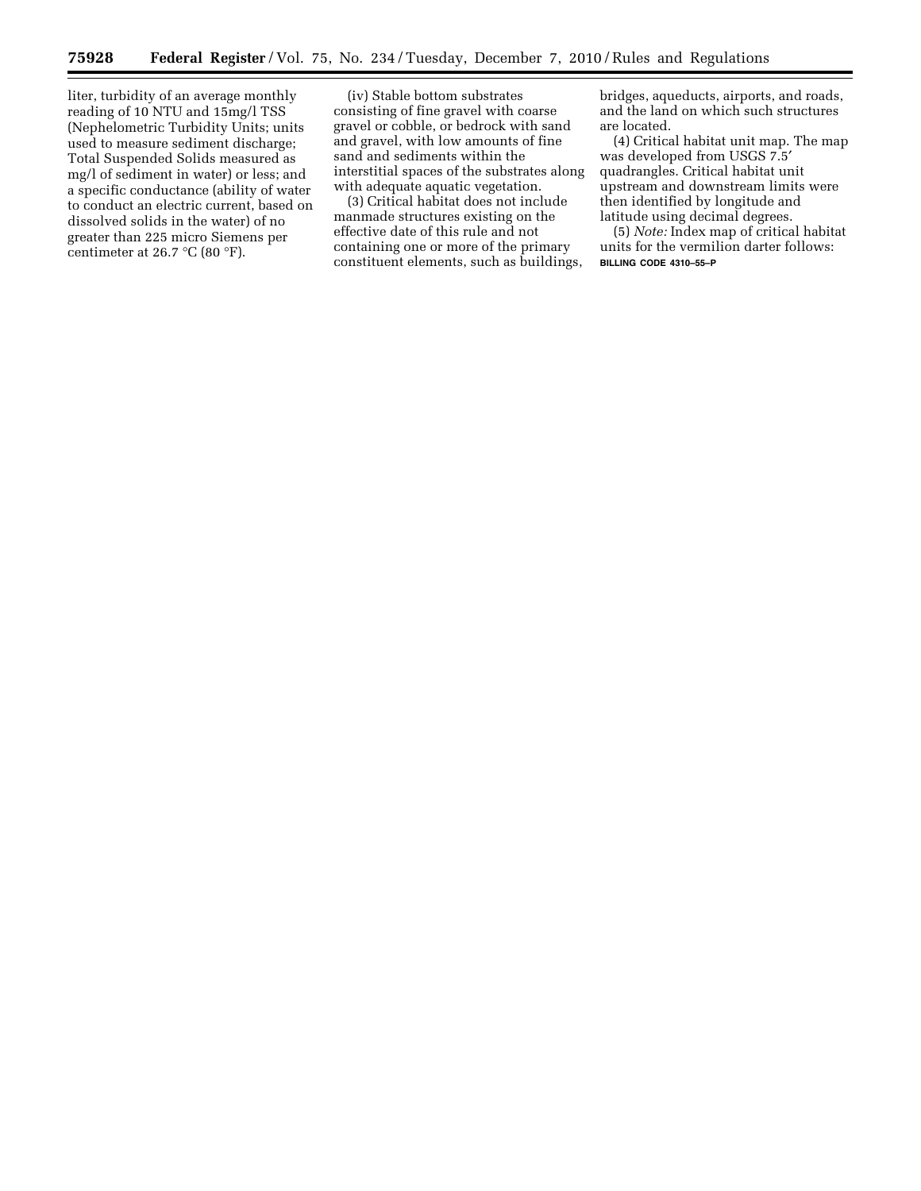liter, turbidity of an average monthly reading of 10 NTU and 15mg/l TSS (Nephelometric Turbidity Units; units used to measure sediment discharge; Total Suspended Solids measured as mg/l of sediment in water) or less; and a specific conductance (ability of water to conduct an electric current, based on dissolved solids in the water) of no greater than 225 micro Siemens per centimeter at 26.7 °C (80 °F).

(iv) Stable bottom substrates consisting of fine gravel with coarse gravel or cobble, or bedrock with sand and gravel, with low amounts of fine sand and sediments within the interstitial spaces of the substrates along with adequate aquatic vegetation.

(3) Critical habitat does not include manmade structures existing on the effective date of this rule and not containing one or more of the primary constituent elements, such as buildings, bridges, aqueducts, airports, and roads, and the land on which such structures are located.

(4) Critical habitat unit map. The map was developed from USGS 7.5′ quadrangles. Critical habitat unit upstream and downstream limits were then identified by longitude and latitude using decimal degrees.

(5) *Note:* Index map of critical habitat units for the vermilion darter follows:

**BILLING CODE 4310–55–P**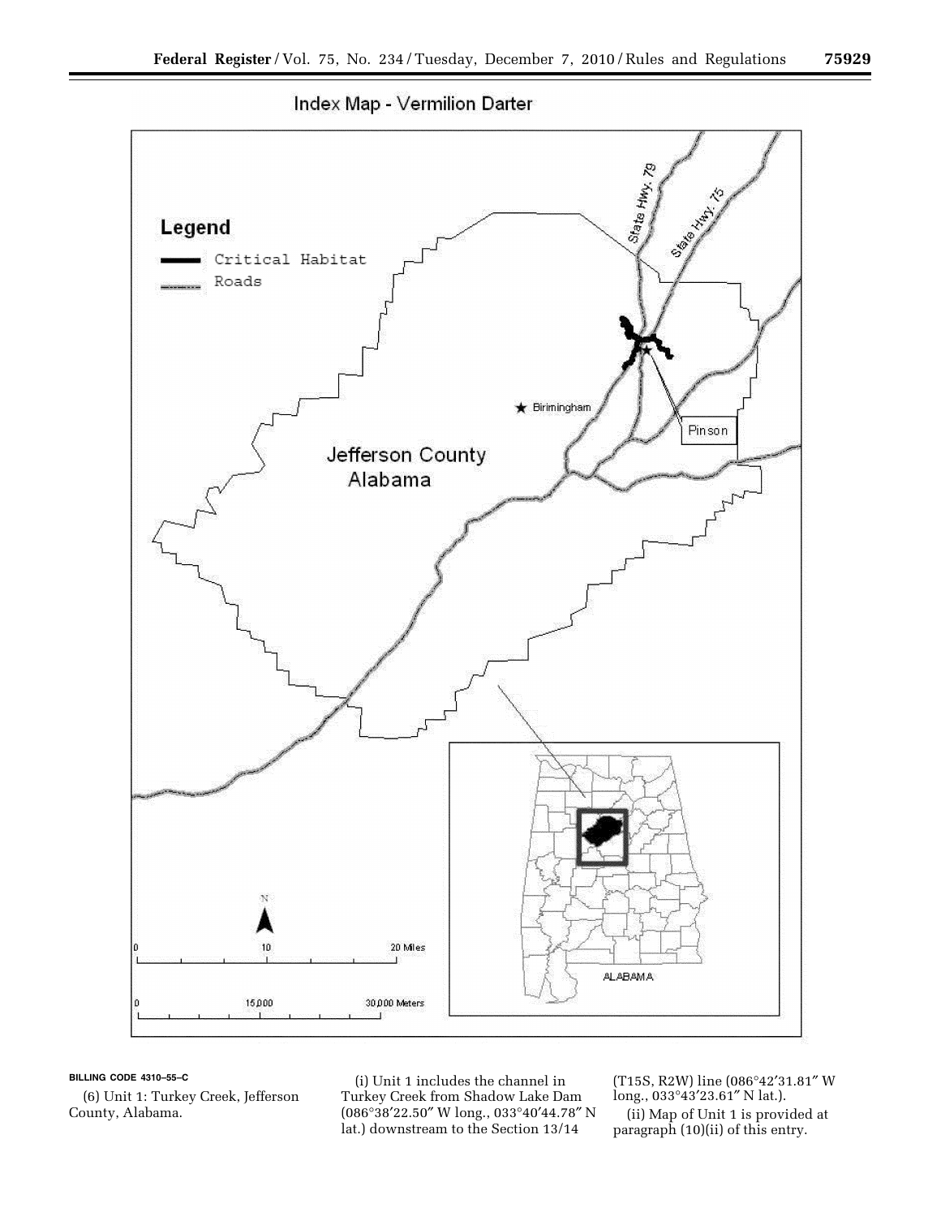Index Map - Vermilion Darter

Legend

Critical Habitat

Roads

State Hwy. 79

State Hwy. 75

Pinson

Birimingham

Jefferson County Alabama

ALABAMA

0 10 20 Miles

0 15,000 30,000 Meters

BILLING CODE 4310–55–C

(6) Unit 1: Turkey Creek, Jefferson County, Alabama.

(i) Unit 1 includes the channel in Turkey Creek from Shadow Lake Dam (086°38′22.50″ W long., 033°40′44.78″ N lat.) downstream to the Section 13/14 (T15S, R2W) line (086°42′31.81″ W long., 033°43′23.61″ N lat.).

(ii) Map of Unit 1 is provided at paragraph (10)(ii) of this entry.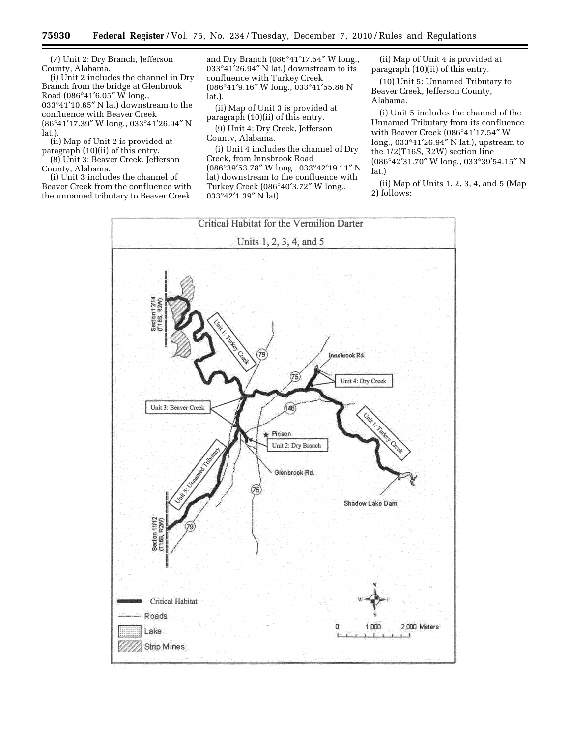(7) Unit 2: Dry Branch, Jefferson County, Alabama.

(i) Unit 2 includes the channel in Dry Branch from the bridge at Glenbrook Road (086°41′6.05″ W long., 033°41′10.65″ N lat) downstream to the confluence with Beaver Creek (86°41′17.39″ W long., 033°41′26.94″ N lat.).

(ii) Map of Unit 2 is provided at paragraph (10)(ii) of this entry.

(8) Unit 3: Beaver Creek, Jefferson County, Alabama.

(i) Unit 3 includes the channel of Beaver Creek from the confluence with the unnamed tributary to Beaver Creek and Dry Branch (086°41′17.54″ W long., 033°41′26.94″ N lat.) downstream to its confluence with Turkey Creek (086°41′9.16″ W long., 033°41′55.86 N lat.).

(ii) Map of Unit 3 is provided at paragraph (10)(ii) of this entry.

(9) Unit 4: Dry Creek, Jefferson County, Alabama.

(i) Unit 4 includes the channel of Dry Creek, from Innsbrook Road (086°39′53.78″ W long., 033°42′19.11″ N lat) downstream to the confluence with Turkey Creek (086°40′3.72″ W long., 033°42′1.39″ N lat).

(ii) Map of Unit 4 is provided at paragraph (10)(ii) of this entry.

(10) Unit 5: Unnamed Tributary to Beaver Creek, Jefferson County, Alabama.

(i) Unit 5 includes the channel of the Unnamed Tributary from its confluence with Beaver Creek (086°41′17.54″ W long., 033°41′26.94″ N lat.), upstream to the 1/2(T16S, R2W) section line (086°42′31.70″ W long., 033°39′54.15″ N lat.)

(ii) Map of Units 1, 2, 3, 4, and 5 (Map 2) follows:

Critical Habitat for the Vermilion Darter

Units 1, 2, 3, 4, and 5

Unit 1: Turkey Creek · Unit 2: Dry Branch · Unit 3: Beaver Creek · Unit 4: Dry Creek · Unit 5: Unnamed Tributary · Innsbrook Rd. · Glenbrook Rd. · Pinson · Shadow Lake Dam · Section 13/14 (T16S, R2W) · Section 11/12 (T16S, R2W) · 79 · 75 · 148

Critical Habitat · Roads · Lake · Strip Mines

0 1,000 2,000 Meters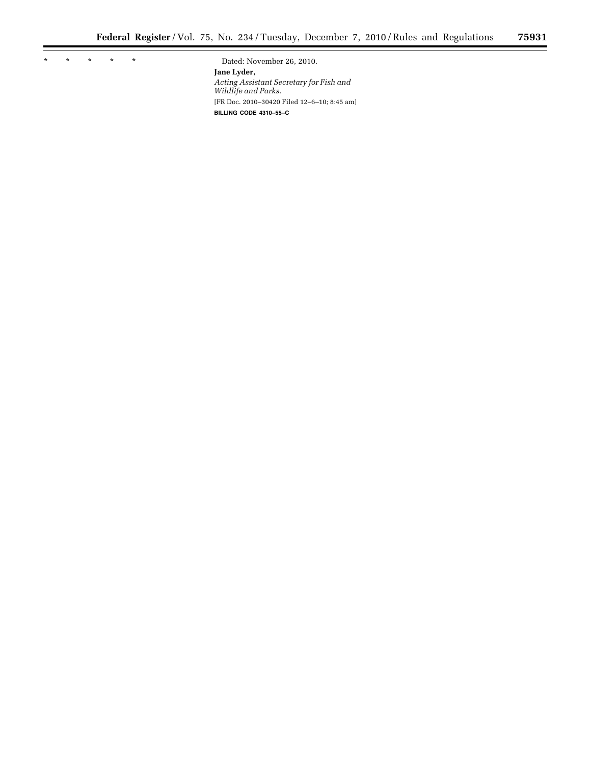\* \* \* \* \*

Dated: November 26, 2010.

**Jane Lyder,**

*Acting Assistant Secretary for Fish and Wildlife and Parks.*

[FR Doc. 2010–30420 Filed 12–6–10; 8:45 am]

**BILLING CODE 4310–55–C**